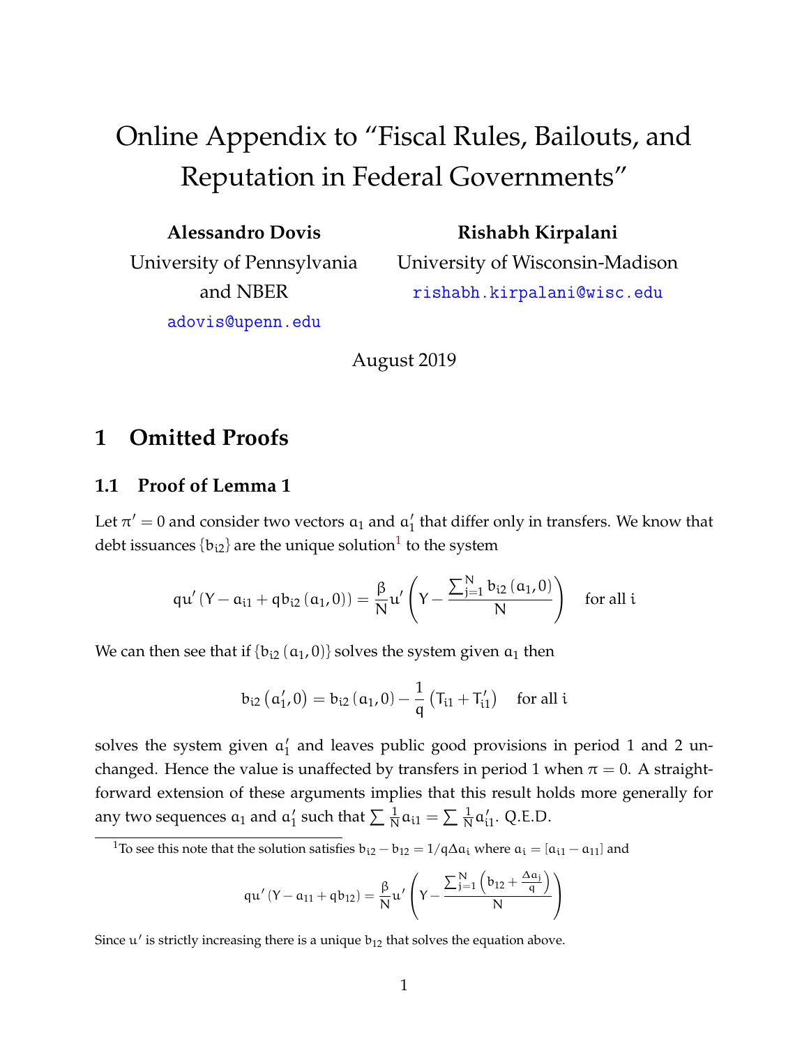# Online Appendix to "Fiscal Rules, Bailouts, and Reputation in Federal Governments"

**Alessandro Dovis**
University of Pennsylvania and NBER
adovis@upenn.edu

**Rishabh Kirpalani**
University of Wisconsin-Madison
rishabh.kirpalani@wisc.edu

August 2019

## 1 Omitted Proofs

### 1.1 Proof of Lemma 1

Let $\pi' = 0$ and consider two vectors $a_1$ and $a_1'$ that differ only in transfers. We know that debt issuances $\{b_{i2}\}$ are the unique solution[1] to the system

$$qu'\left(Y - a_{i1} + qb_{i2}\left(a_1, 0\right)\right) = \frac{\beta}{N}u'\left(Y - \frac{\sum_{j=1}^{N} b_{i2}\left(a_1, 0\right)}{N}\right) \quad \text{for all } i$$

We can then see that if $\{b_{i2}\left(a_1, 0\right)\}$ solves the system given $a_1$ then

$$b_{i2}\left(a_1', 0\right) = b_{i2}\left(a_1, 0\right) - \frac{1}{q}\left(T_{i1} + T_{i1}'\right) \quad \text{for all } i$$

solves the system given $a_1'$ and leaves public good provisions in period 1 and 2 unchanged. Hence the value is unaffected by transfers in period 1 when $\pi = 0$. A straightforward extension of these arguments implies that this result holds more generally for any two sequences $a_1$ and $a_1'$ such that $\sum \frac{1}{N} a_{i1} = \sum \frac{1}{N} a_{i1}'$. Q.E.D.

[1] To see this note that the solution satisfies $b_{i2} - b_{12} = 1/q\Delta a_i$ where $a_i = [a_{i1} - a_{11}]$ and

$$qu'\left(Y - a_{11} + qb_{12}\right) = \frac{\beta}{N}u'\left(Y - \frac{\sum_{j=1}^{N}\left(b_{12} + \frac{\Delta a_j}{q}\right)}{N}\right)$$

Since $u'$ is strictly increasing there is a unique $b_{12}$ that solves the equation above.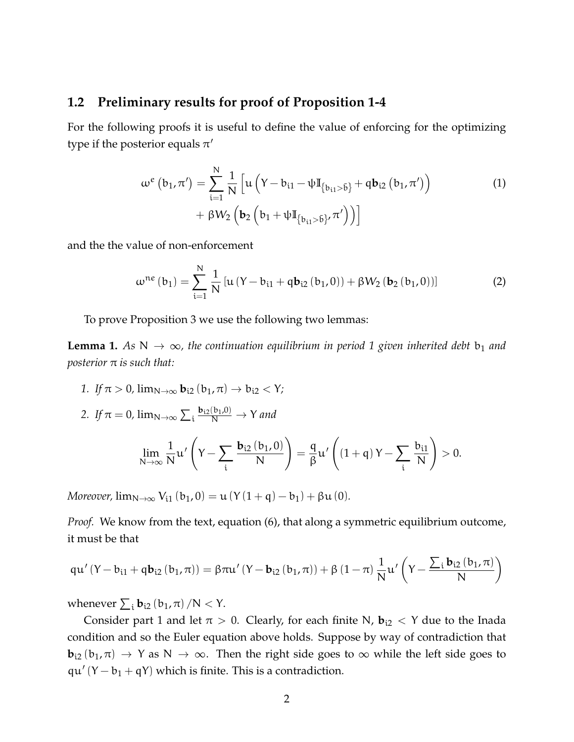## 1.2 Preliminary results for proof of Proposition 1-4

For the following proofs it is useful to define the value of enforcing for the optimizing type if the posterior equals $\pi'$

$$\omega^e(b_1, \pi') = \sum_{i=1}^{N} \frac{1}{N} \Big[ u\Big(Y - b_{i1} - \psi \mathbb{I}_{\{b_{i1} > \bar{b}\}} + q\mathbf{b}_{i2}(b_1, \pi')\Big) \tag{1}$$
$$+ \beta W_2\Big(\mathbf{b}_2\Big(b_1 + \psi \mathbb{I}_{\{b_{i1} > \bar{b}\}}, \pi'\Big)\Big)\Big]$$

and the the value of non-enforcement

$$\omega^{ne}(b_1) = \sum_{i=1}^{N} \frac{1}{N} \left[ u(Y - b_{i1} + q\mathbf{b}_{i2}(b_1, 0)) + \beta W_2(\mathbf{b}_2(b_1, 0)) \right] \tag{2}$$

To prove Proposition 3 we use the following two lemmas:

**Lemma 1.** *As $N \to \infty$, the continuation equilibrium in period 1 given inherited debt $b_1$ and posterior $\pi$ is such that:*

1. *If $\pi > 0$, $\lim_{N\to\infty} \mathbf{b}_{i2}(b_1, \pi) \to b_{i2} < Y$;*
2. *If $\pi = 0$, $\lim_{N\to\infty} \sum_i \frac{\mathbf{b}_{i2}(b_1, 0)}{N} \to Y$ and*

$$\lim_{N\to\infty} \frac{1}{N} u'\left(Y - \sum_i \frac{\mathbf{b}_{i2}(b_1, 0)}{N}\right) = \frac{q}{\beta} u'\left((1+q)Y - \sum_i \frac{b_{i1}}{N}\right) > 0.$$

*Moreover,* $\lim_{N\to\infty} V_{i1}(b_1, 0) = u(Y(1+q) - b_1) + \beta u(0)$.

*Proof.* We know from the text, equation (6), that along a symmetric equilibrium outcome, it must be that

$$qu'(Y - b_{i1} + q\mathbf{b}_{i2}(b_1, \pi)) = \beta\pi u'(Y - \mathbf{b}_{i2}(b_1, \pi)) + \beta(1 - \pi)\frac{1}{N} u'\left(Y - \frac{\sum_i \mathbf{b}_{i2}(b_1, \pi)}{N}\right)$$

whenever $\sum_i \mathbf{b}_{i2}(b_1, \pi)/N < Y$.

Consider part 1 and let $\pi > 0$. Clearly, for each finite $N$, $\mathbf{b}_{i2} < Y$ due to the Inada condition and so the Euler equation above holds. Suppose by way of contradiction that $\mathbf{b}_{i2}(b_1, \pi) \to Y$ as $N \to \infty$. Then the right side goes to $\infty$ while the left side goes to $qu'(Y - b_1 + qY)$ which is finite. This is a contradiction.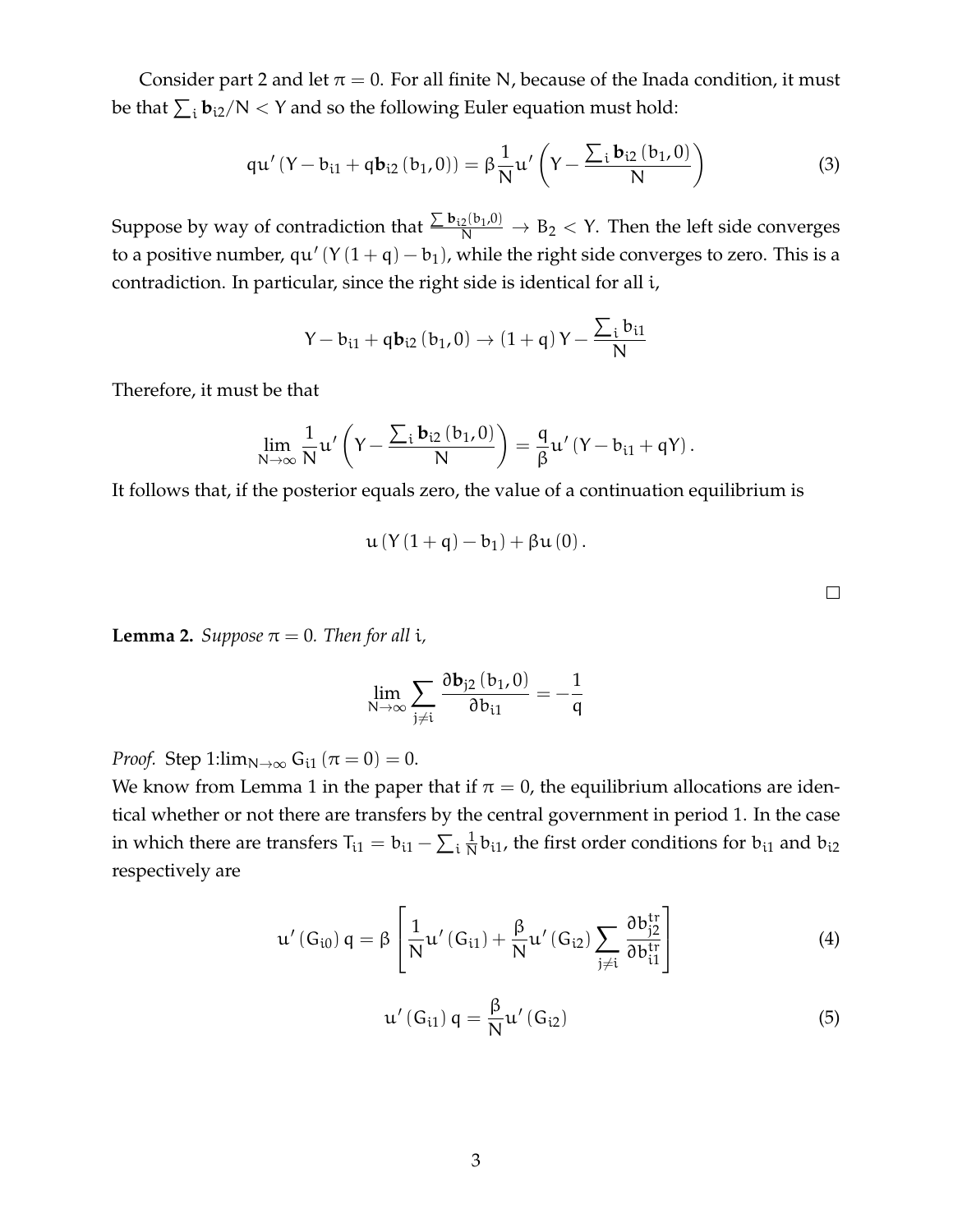Consider part 2 and let $\pi = 0$. For all finite N, because of the Inada condition, it must be that $\sum_i \mathbf{b}_{i2}/N < Y$ and so the following Euler equation must hold:

$$qu'(Y - b_{i1} + q\mathbf{b}_{i2}(b_1, 0)) = \beta \frac{1}{N} u'\left(Y - \frac{\sum_i \mathbf{b}_{i2}(b_1, 0)}{N}\right) \tag{3}$$

Suppose by way of contradiction that $\frac{\sum \mathbf{b}_{i2}(b_1,0)}{N} \to B_2 < Y$. Then the left side converges to a positive number, $qu'(Y(1+q) - b_1)$, while the right side converges to zero. This is a contradiction. In particular, since the right side is identical for all i,

$$Y - b_{i1} + q\mathbf{b}_{i2}(b_1, 0) \to (1+q)Y - \frac{\sum_i b_{i1}}{N}$$

Therefore, it must be that

$$\lim_{N\to\infty} \frac{1}{N} u'\left(Y - \frac{\sum_i \mathbf{b}_{i2}(b_1, 0)}{N}\right) = \frac{q}{\beta} u'(Y - b_{i1} + qY).$$

It follows that, if the posterior equals zero, the value of a continuation equilibrium is

$$u(Y(1+q) - b_1) + \beta u(0).$$

□

**Lemma 2.** *Suppose $\pi = 0$. Then for all i,*

$$\lim_{N\to\infty} \sum_{j\neq i} \frac{\partial \mathbf{b}_{j2}(b_1, 0)}{\partial b_{i1}} = -\frac{1}{q}$$

*Proof.* Step 1: $\lim_{N\to\infty} G_{i1}(\pi = 0) = 0$.

We know from Lemma 1 in the paper that if $\pi = 0$, the equilibrium allocations are identical whether or not there are transfers by the central government in period 1. In the case in which there are transfers $T_{i1} = b_{i1} - \sum_i \frac{1}{N} b_{i1}$, the first order conditions for $b_{i1}$ and $b_{i2}$ respectively are

$$u'(G_{i0})q = \beta \left[\frac{1}{N} u'(G_{i1}) + \frac{\beta}{N} u'(G_{i2}) \sum_{j\neq i} \frac{\partial b_{j2}^{tr}}{\partial b_{i1}^{tr}}\right] \tag{4}$$

$$u'(G_{i1})q = \frac{\beta}{N} u'(G_{i2}) \tag{5}$$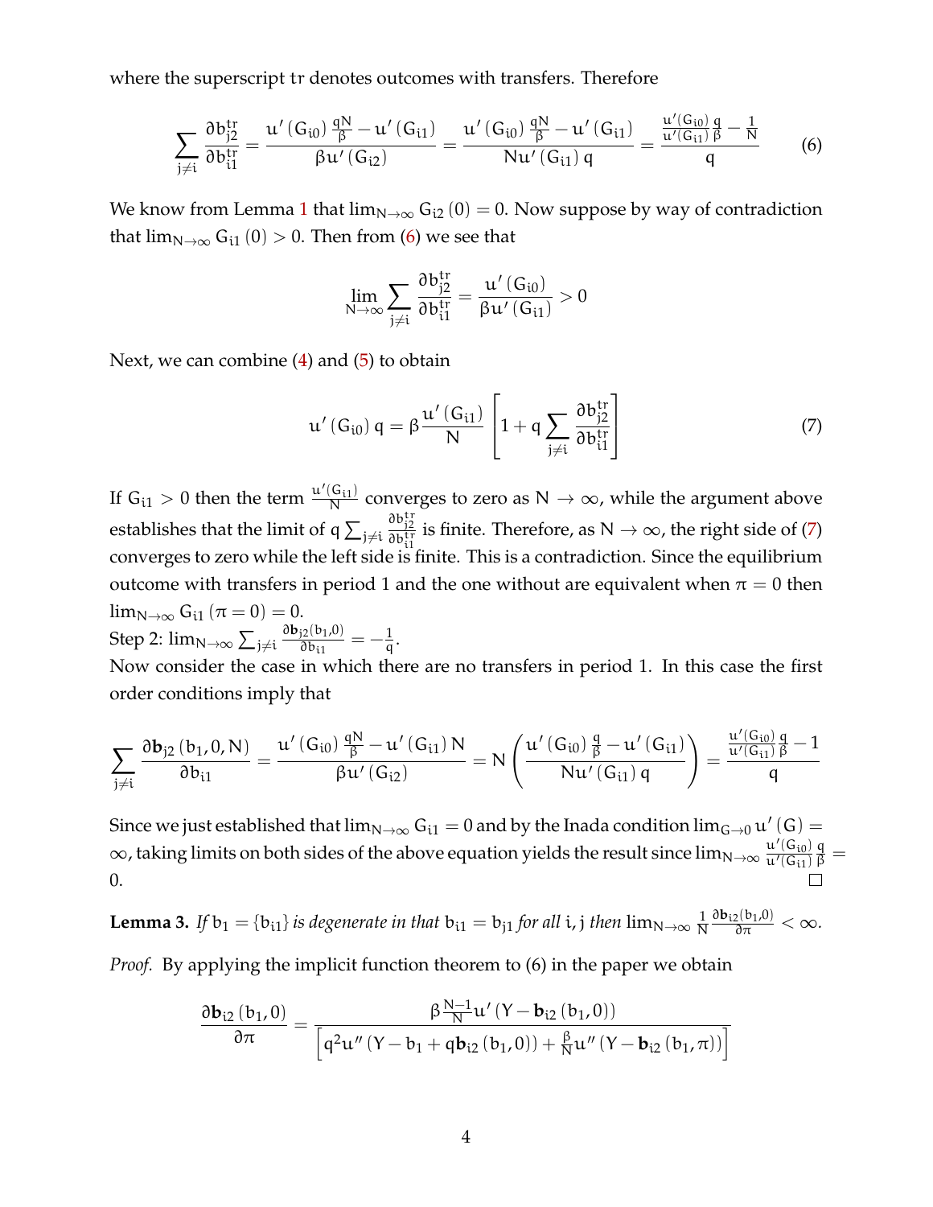where the superscript tr denotes outcomes with transfers. Therefore

$$\sum_{j\neq i}\frac{\partial b_{j2}^{tr}}{\partial b_{i1}^{tr}}=\frac{u'\left(G_{i0}\right)\frac{qN}{\beta}-u'\left(G_{i1}\right)}{\beta u'\left(G_{i2}\right)}=\frac{u'\left(G_{i0}\right)\frac{qN}{\beta}-u'\left(G_{i1}\right)}{Nu'\left(G_{i1}\right)q}=\frac{\frac{u'\left(G_{i0}\right)}{u'\left(G_{i1}\right)}\frac{q}{\beta}-\frac{1}{N}}{q}\tag{6}$$

We know from Lemma 1 that $\lim_{N\to\infty}G_{i2}(0)=0$. Now suppose by way of contradiction that $\lim_{N\to\infty}G_{i1}(0)>0$. Then from (6) we see that

$$\lim_{N\to\infty}\sum_{j\neq i}\frac{\partial b_{j2}^{tr}}{\partial b_{i1}^{tr}}=\frac{u'\left(G_{i0}\right)}{\beta u'\left(G_{i1}\right)}>0$$

Next, we can combine (4) and (5) to obtain

$$u'\left(G_{i0}\right)q=\beta\frac{u'\left(G_{i1}\right)}{N}\left[1+q\sum_{j\neq i}\frac{\partial b_{j2}^{tr}}{\partial b_{i1}^{tr}}\right]\tag{7}$$

If $G_{i1}>0$ then the term $\frac{u'(G_{i1})}{N}$ converges to zero as $N\to\infty$, while the argument above establishes that the limit of $q\sum_{j\neq i}\frac{\partial b_{j2}^{tr}}{\partial b_{i1}^{tr}}$ is finite. Therefore, as $N\to\infty$, the right side of (7) converges to zero while the left side is finite. This is a contradiction. Since the equilibrium outcome with transfers in period 1 and the one without are equivalent when $\pi=0$ then $\lim_{N\to\infty}G_{i1}(\pi=0)=0$.

Step 2: $\lim_{N\to\infty}\sum_{j\neq i}\frac{\partial \mathbf{b}_{j2}(b_1,0)}{\partial b_{i1}}=-\frac{1}{q}$.

Now consider the case in which there are no transfers in period 1. In this case the first order conditions imply that

$$\sum_{j\neq i}\frac{\partial \mathbf{b}_{j2}\left(b_1,0,N\right)}{\partial b_{i1}}=\frac{u'\left(G_{i0}\right)\frac{qN}{\beta}-u'\left(G_{i1}\right)N}{\beta u'\left(G_{i2}\right)}=N\left(\frac{u'\left(G_{i0}\right)\frac{q}{\beta}-u'\left(G_{i1}\right)}{Nu'\left(G_{i1}\right)q}\right)=\frac{\frac{u'\left(G_{i0}\right)}{u'\left(G_{i1}\right)}\frac{q}{\beta}-1}{q}$$

Since we just established that $\lim_{N\to\infty}G_{i1}=0$ and by the Inada condition $\lim_{G\to 0}u'(G)=\infty$, taking limits on both sides of the above equation yields the result since $\lim_{N\to\infty}\frac{u'(G_{i0})}{u'(G_{i1})}\frac{q}{\beta}=0$. □

**Lemma 3.** *If $b_1=\{b_{i1}\}$ is degenerate in that $b_{i1}=b_{j1}$ for all $i,j$ then $\lim_{N\to\infty}\frac{1}{N}\frac{\partial \mathbf{b}_{i2}(b_1,0)}{\partial\pi}<\infty$.*

*Proof.* By applying the implicit function theorem to (6) in the paper we obtain

$$\frac{\partial \mathbf{b}_{i2}\left(b_1,0\right)}{\partial\pi}=\frac{\beta\frac{N-1}{N}u'\left(Y-\mathbf{b}_{i2}\left(b_1,0\right)\right)}{\left[q^2u''\left(Y-b_1+q\mathbf{b}_{i2}\left(b_1,0\right)\right)+\frac{\beta}{N}u''\left(Y-\mathbf{b}_{i2}\left(b_1,\pi\right)\right)\right]}$$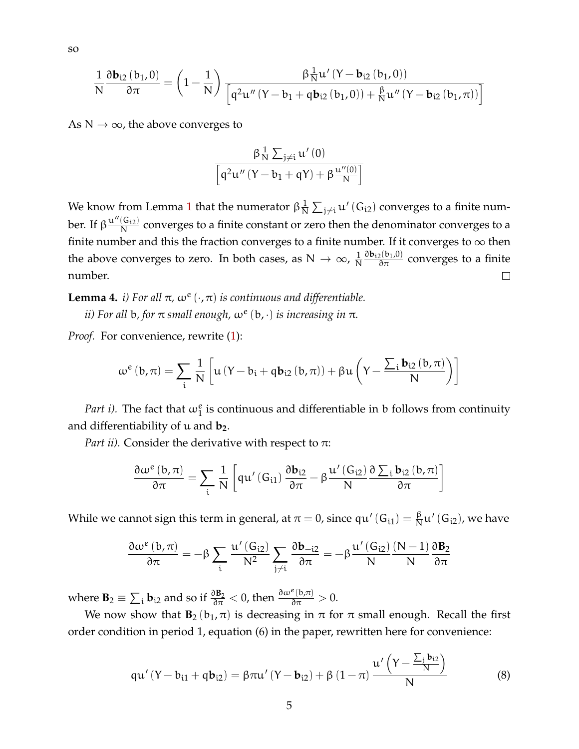so

$$\frac{1}{N}\frac{\partial \mathbf{b}_{i2}\left(b_1,0\right)}{\partial \pi}=\left(1-\frac{1}{N}\right)\frac{\beta\frac{1}{N}u'\left(Y-\mathbf{b}_{i2}\left(b_1,0\right)\right)}{\left[q^2u''\left(Y-b_1+q\mathbf{b}_{i2}\left(b_1,0\right)\right)+\frac{\beta}{N}u''\left(Y-\mathbf{b}_{i2}\left(b_1,\pi\right)\right)\right]}$$

As $N\to\infty$, the above converges to

$$\frac{\beta\frac{1}{N}\sum_{j\neq i}u'\left(0\right)}{\left[q^2u''\left(Y-b_1+qY\right)+\beta\frac{u''(0)}{N}\right]}$$

We know from Lemma 1 that the numerator $\beta\frac{1}{N}\sum_{j\neq i}u'\left(G_{i2}\right)$ converges to a finite number. If $\beta\frac{u''(G_{i2})}{N}$ converges to a finite constant or zero then the denominator converges to a finite number and this the fraction converges to a finite number. If it converges to $\infty$ then the above converges to zero. In both cases, as $N\to\infty$, $\frac{1}{N}\frac{\partial \mathbf{b}_{i2}(b_1,0)}{\partial\pi}$ converges to a finite number. □

**Lemma 4.** *i) For all $\pi$, $\omega^e\left(\cdot,\pi\right)$ is continuous and differentiable.*

*ii) For all $b$, for $\pi$ small enough, $\omega^e\left(b,\cdot\right)$ is increasing in $\pi$.*

*Proof.* For convenience, rewrite (1):

$$\omega^e\left(b,\pi\right)=\sum_i\frac{1}{N}\left[u\left(Y-b_i+q\mathbf{b}_{i2}\left(b,\pi\right)\right)+\beta u\left(Y-\frac{\sum_i\mathbf{b}_{i2}\left(b,\pi\right)}{N}\right)\right]$$

*Part i).* The fact that $\omega^e_1$ is continuous and differentiable in $b$ follows from continuity and differentiability of $u$ and $\mathbf{b_2}$.

*Part ii).* Consider the derivative with respect to $\pi$:

$$\frac{\partial\omega^e\left(b,\pi\right)}{\partial\pi}=\sum_i\frac{1}{N}\left[qu'\left(G_{i1}\right)\frac{\partial\mathbf{b}_{i2}}{\partial\pi}-\beta\frac{u'\left(G_{i2}\right)}{N}\frac{\partial\sum_i\mathbf{b}_{i2}\left(b,\pi\right)}{\partial\pi}\right]$$

While we cannot sign this term in general, at $\pi=0$, since $qu'\left(G_{i1}\right)=\frac{\beta}{N}u'\left(G_{i2}\right)$, we have

$$\frac{\partial\omega^e\left(b,\pi\right)}{\partial\pi}=-\beta\sum_i\frac{u'\left(G_{i2}\right)}{N^2}\sum_{j\neq i}\frac{\partial\mathbf{b}_{-i2}}{\partial\pi}=-\beta\frac{u'\left(G_{i2}\right)}{N}\frac{\left(N-1\right)}{N}\frac{\partial\mathbf{B}_2}{\partial\pi}$$

where $\mathbf{B}_2\equiv\sum_i\mathbf{b}_{i2}$ and so if $\frac{\partial\mathbf{B}_2}{\partial\pi}<0$, then $\frac{\partial\omega^e(b,\pi)}{\partial\pi}>0$.

We now show that $\mathbf{B}_2\left(b_1,\pi\right)$ is decreasing in $\pi$ for $\pi$ small enough. Recall the first order condition in period 1, equation (6) in the paper, rewritten here for convenience:

$$qu'\left(Y-b_{i1}+q\mathbf{b}_{i2}\right)=\beta\pi u'\left(Y-\mathbf{b}_{i2}\right)+\beta\left(1-\pi\right)\frac{u'\left(Y-\frac{\sum_j\mathbf{b}_{i2}}{N}\right)}{N}\tag{8}$$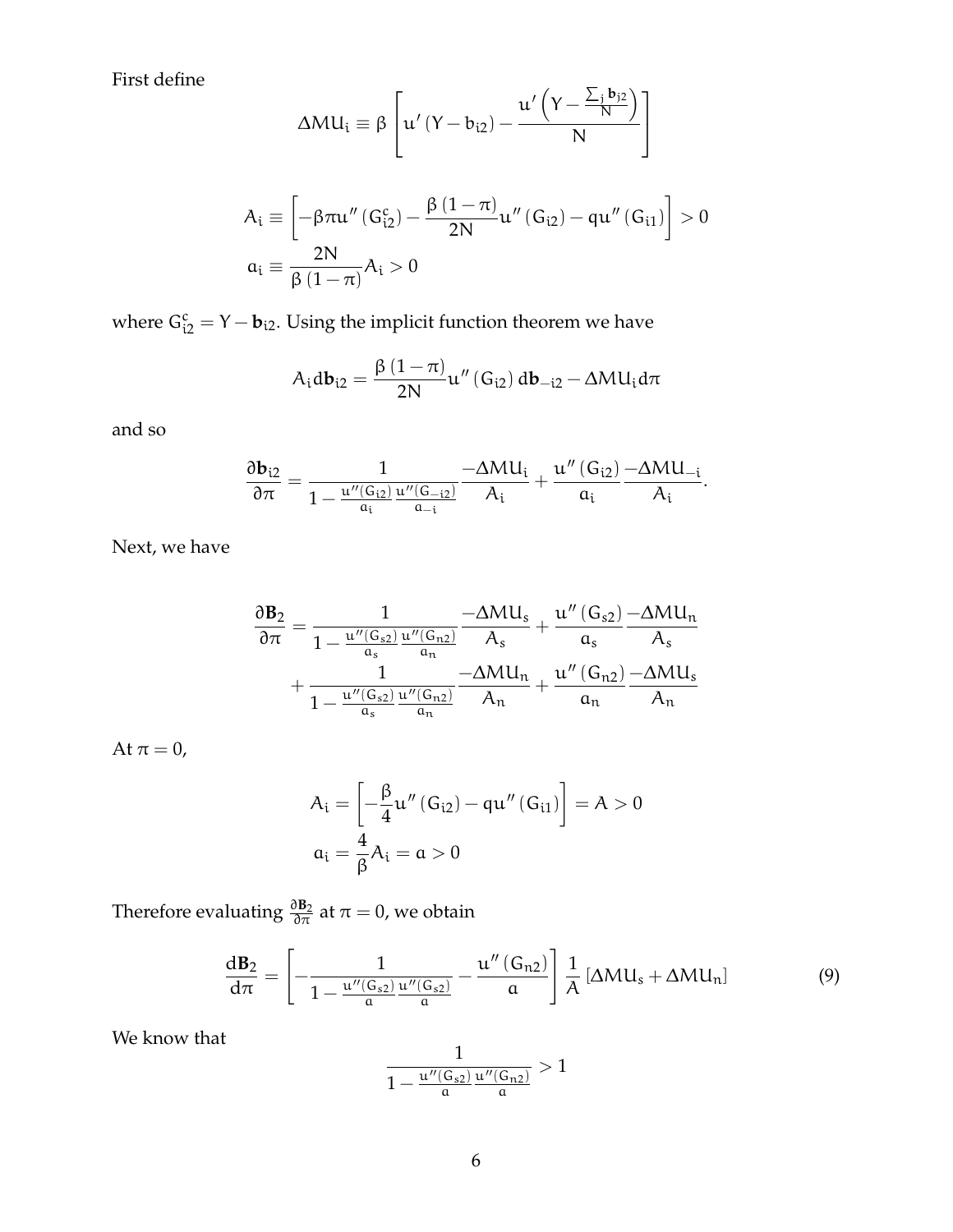First define

$$\Delta MU_i \equiv \beta \left[ u'\left(Y - b_{i2}\right) - \frac{u'\left(Y - \frac{\sum_j \mathbf{b}_{j2}}{N}\right)}{N} \right]$$

$$A_i \equiv \left[ -\beta \pi u''\left(G_{i2}^c\right) - \frac{\beta\left(1-\pi\right)}{2N} u''\left(G_{i2}\right) - q u''\left(G_{i1}\right) \right] > 0$$

$$a_i \equiv \frac{2N}{\beta\left(1-\pi\right)} A_i > 0$$

where $G_{i2}^c = Y - \mathbf{b}_{i2}$. Using the implicit function theorem we have

$$A_i d\mathbf{b}_{i2} = \frac{\beta\left(1-\pi\right)}{2N} u''\left(G_{i2}\right) d\mathbf{b}_{-i2} - \Delta MU_i d\pi$$

and so

$$\frac{\partial \mathbf{b}_{i2}}{\partial \pi} = \frac{1}{1 - \frac{u''\left(G_{i2}\right)}{a_i}\frac{u''\left(G_{-i2}\right)}{a_{-i}}} \frac{-\Delta MU_i}{A_i} + \frac{u''\left(G_{i2}\right)}{a_i}\frac{-\Delta MU_{-i}}{A_i}.$$

Next, we have

$$\begin{aligned}\frac{\partial \mathbf{B}_2}{\partial \pi} &= \frac{1}{1 - \frac{u''\left(G_{s2}\right)}{a_s}\frac{u''\left(G_{n2}\right)}{a_n}} \frac{-\Delta MU_s}{A_s} + \frac{u''\left(G_{s2}\right)}{a_s}\frac{-\Delta MU_n}{A_s} \\ &+ \frac{1}{1 - \frac{u''\left(G_{s2}\right)}{a_s}\frac{u''\left(G_{n2}\right)}{a_n}} \frac{-\Delta MU_n}{A_n} + \frac{u''\left(G_{n2}\right)}{a_n}\frac{-\Delta MU_s}{A_n}\end{aligned}$$

At $\pi = 0$,

$$A_i = \left[ -\frac{\beta}{4} u''\left(G_{i2}\right) - q u''\left(G_{i1}\right) \right] = A > 0$$

$$a_i = \frac{4}{\beta} A_i = a > 0$$

Therefore evaluating $\frac{\partial \mathbf{B}_2}{\partial \pi}$ at $\pi = 0$, we obtain

$$\frac{d\mathbf{B}_2}{d\pi} = \left[ -\frac{1}{1 - \frac{u''\left(G_{s2}\right)}{a}\frac{u''\left(G_{s2}\right)}{a}} - \frac{u''\left(G_{n2}\right)}{a} \right] \frac{1}{A} \left[\Delta MU_s + \Delta MU_n\right] \tag{9}$$

We know that

$$\frac{1}{1 - \frac{u''\left(G_{s2}\right)}{a}\frac{u''\left(G_{n2}\right)}{a}} > 1$$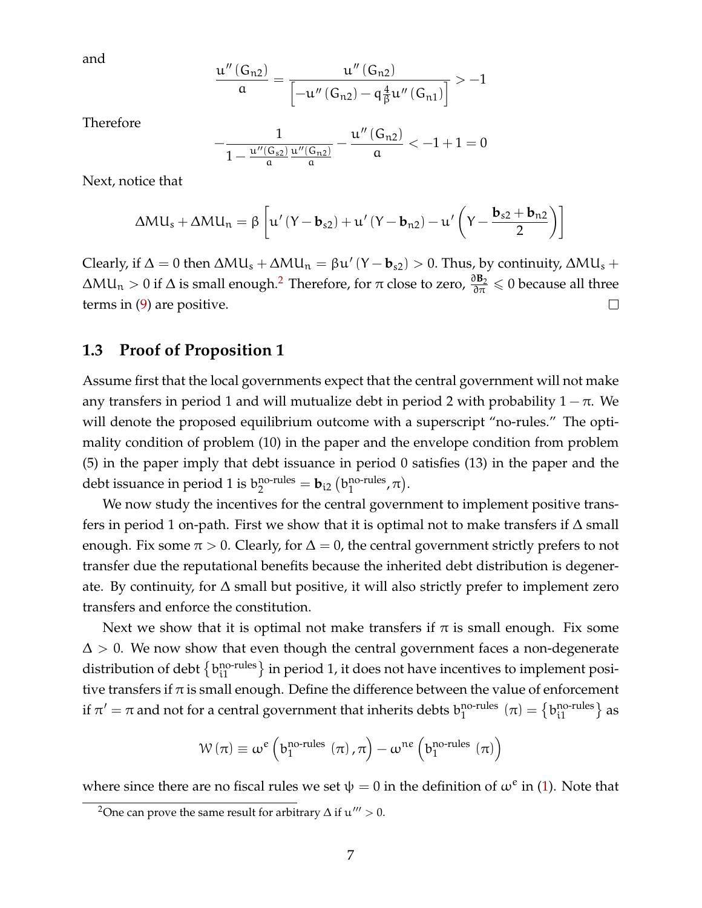and

$$\frac{u''(G_{n2})}{a} = \frac{u''(G_{n2})}{\left[-u''(G_{n2}) - q\frac{4}{\beta}u''(G_{n1})\right]} > -1$$

Therefore

$$-\frac{1}{1 - \frac{u''(G_{s2})}{a}\frac{u''(G_{n2})}{a}} - \frac{u''(G_{n2})}{a} < -1 + 1 = 0$$

Next, notice that

$$\Delta MU_s + \Delta MU_n = \beta\left[u'(Y - \mathbf{b}_{s2}) + u'(Y - \mathbf{b}_{n2}) - u'\left(Y - \frac{\mathbf{b}_{s2} + \mathbf{b}_{n2}}{2}\right)\right]$$

Clearly, if $\Delta = 0$ then $\Delta MU_s + \Delta MU_n = \beta u'(Y - \mathbf{b}_{s2}) > 0$. Thus, by continuity, $\Delta MU_s + \Delta MU_n > 0$ if $\Delta$ is small enough.[2] Therefore, for $\pi$ close to zero, $\frac{\partial \mathbf{B}_2}{\partial \pi} \leqslant 0$ because all three terms in (9) are positive. □

## 1.3 Proof of Proposition 1

Assume first that the local governments expect that the central government will not make any transfers in period 1 and will mutualize debt in period 2 with probability $1 - \pi$. We will denote the proposed equilibrium outcome with a superscript "no-rules." The optimality condition of problem (10) in the paper and the envelope condition from problem (5) in the paper imply that debt issuance in period 0 satisfies (13) in the paper and the debt issuance in period 1 is $b_2^{\text{no-rules}} = \mathbf{b}_{i2}\left(b_1^{\text{no-rules}}, \pi\right)$.

We now study the incentives for the central government to implement positive transfers in period 1 on-path. First we show that it is optimal not to make transfers if $\Delta$ small enough. Fix some $\pi > 0$. Clearly, for $\Delta = 0$, the central government strictly prefers to not transfer due the reputational benefits because the inherited debt distribution is degenerate. By continuity, for $\Delta$ small but positive, it will also strictly prefer to implement zero transfers and enforce the constitution.

Next we show that it is optimal not make transfers if $\pi$ is small enough. Fix some $\Delta > 0$. We now show that even though the central government faces a non-degenerate distribution of debt $\left\{b_{i1}^{\text{no-rules}}\right\}$ in period 1, it does not have incentives to implement positive transfers if $\pi$ is small enough. Define the difference between the value of enforcement if $\pi' = \pi$ and not for a central government that inherits debts $b_1^{\text{no-rules}}(\pi) = \left\{b_{i1}^{\text{no-rules}}\right\}$ as

$$\mathcal{W}(\pi) \equiv \omega^e\left(b_1^{\text{no-rules}}(\pi), \pi\right) - \omega^{ne}\left(b_1^{\text{no-rules}}(\pi)\right)$$

where since there are no fiscal rules we set $\psi = 0$ in the definition of $\omega^e$ in (1). Note that

[2] One can prove the same result for arbitrary $\Delta$ if $u''' > 0$.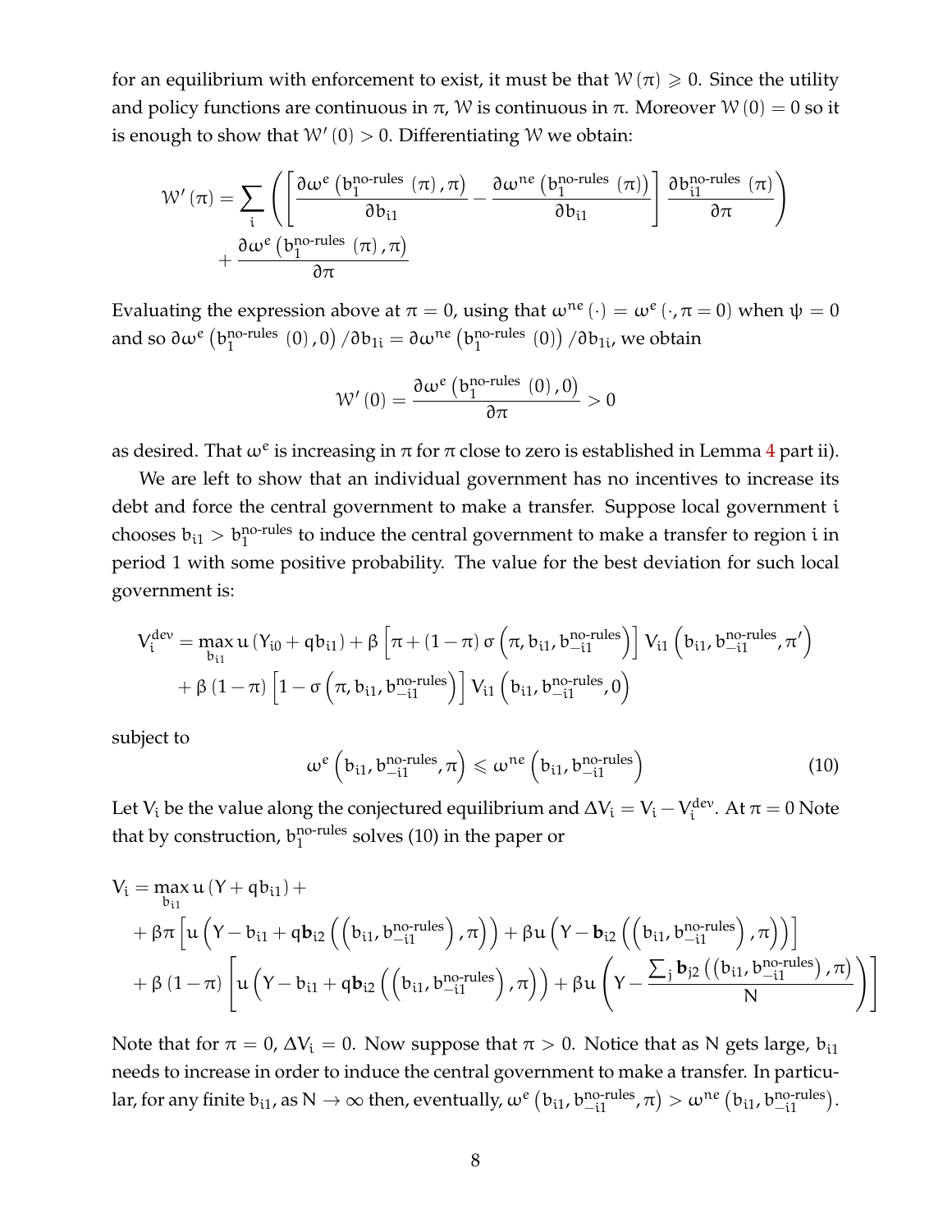for an equilibrium with enforcement to exist, it must be that $\mathcal{W}(\pi) \geqslant 0$. Since the utility and policy functions are continuous in $\pi$, $\mathcal{W}$ is continuous in $\pi$. Moreover $\mathcal{W}(0) = 0$ so it is enough to show that $\mathcal{W}'(0) > 0$. Differentiating $\mathcal{W}$ we obtain:

$$\mathcal{W}'(\pi) = \sum_i \left( \left[ \frac{\partial \omega^e \left(b_1^{\text{no-rules}}(\pi), \pi\right)}{\partial b_{i1}} - \frac{\partial \omega^{ne}\left(b_1^{\text{no-rules}}(\pi)\right)}{\partial b_{i1}} \right] \frac{\partial b_{i1}^{\text{no-rules}}(\pi)}{\partial \pi} \right) + \frac{\partial \omega^e \left(b_1^{\text{no-rules}}(\pi), \pi\right)}{\partial \pi}$$

Evaluating the expression above at $\pi = 0$, using that $\omega^{ne}(\cdot) = \omega^e(\cdot, \pi = 0)$ when $\psi = 0$ and so $\partial \omega^e \left(b_1^{\text{no-rules}}(0), 0\right) / \partial b_{1i} = \partial \omega^{ne}\left(b_1^{\text{no-rules}}(0)\right) / \partial b_{1i}$, we obtain

$$\mathcal{W}'(0) = \frac{\partial \omega^e \left(b_1^{\text{no-rules}}(0), 0\right)}{\partial \pi} > 0$$

as desired. That $\omega^e$ is increasing in $\pi$ for $\pi$ close to zero is established in Lemma 4 part ii).

We are left to show that an individual government has no incentives to increase its debt and force the central government to make a transfer. Suppose local government $i$ chooses $b_{i1} > b_1^{\text{no-rules}}$ to induce the central government to make a transfer to region $i$ in period 1 with some positive probability. The value for the best deviation for such local government is:

$$V_i^{dev} = \max_{b_{i1}} u\left(Y_{i0} + q b_{i1}\right) + \beta \left[\pi + (1-\pi)\, \sigma\left(\pi, b_{i1}, b_{-i1}^{\text{no-rules}}\right)\right] V_{i1}\left(b_{i1}, b_{-i1}^{\text{no-rules}}, \pi'\right) + \beta (1-\pi) \left[1 - \sigma\left(\pi, b_{i1}, b_{-i1}^{\text{no-rules}}\right)\right] V_{i1}\left(b_{i1}, b_{-i1}^{\text{no-rules}}, 0\right)$$

subject to

$$\omega^e\left(b_{i1}, b_{-i1}^{\text{no-rules}}, \pi\right) \leqslant \omega^{ne}\left(b_{i1}, b_{-i1}^{\text{no-rules}}\right) \tag{10}$$

Let $V_i$ be the value along the conjectured equilibrium and $\Delta V_i = V_i - V_i^{dev}$. At $\pi = 0$ Note that by construction, $b_1^{\text{no-rules}}$ solves (10) in the paper or

$$\begin{aligned} V_i = & \max_{b_{i1}} u\left(Y + q b_{i1}\right) + \\ & + \beta \pi \left[ u\left(Y - b_{i1} + q \mathbf{b}_{i2}\left(\left(b_{i1}, b_{-i1}^{\text{no-rules}}\right), \pi\right)\right) + \beta u\left(Y - \mathbf{b}_{i2}\left(\left(b_{i1}, b_{-i1}^{\text{no-rules}}\right), \pi\right)\right) \right] \\ & + \beta (1-\pi) \left[ u\left(Y - b_{i1} + q \mathbf{b}_{i2}\left(\left(b_{i1}, b_{-i1}^{\text{no-rules}}\right), \pi\right)\right) + \beta u\left(Y - \frac{\sum_j \mathbf{b}_{j2}\left(\left(b_{i1}, b_{-i1}^{\text{no-rules}}\right), \pi\right)}{N}\right) \right] \end{aligned}$$

Note that for $\pi = 0$, $\Delta V_i = 0$. Now suppose that $\pi > 0$. Notice that as $N$ gets large, $b_{i1}$ needs to increase in order to induce the central government to make a transfer. In particular, for any finite $b_{i1}$, as $N \to \infty$ then, eventually, $\omega^e\left(b_{i1}, b_{-i1}^{\text{no-rules}}, \pi\right) > \omega^{ne}\left(b_{i1}, b_{-i1}^{\text{no-rules}}\right)$.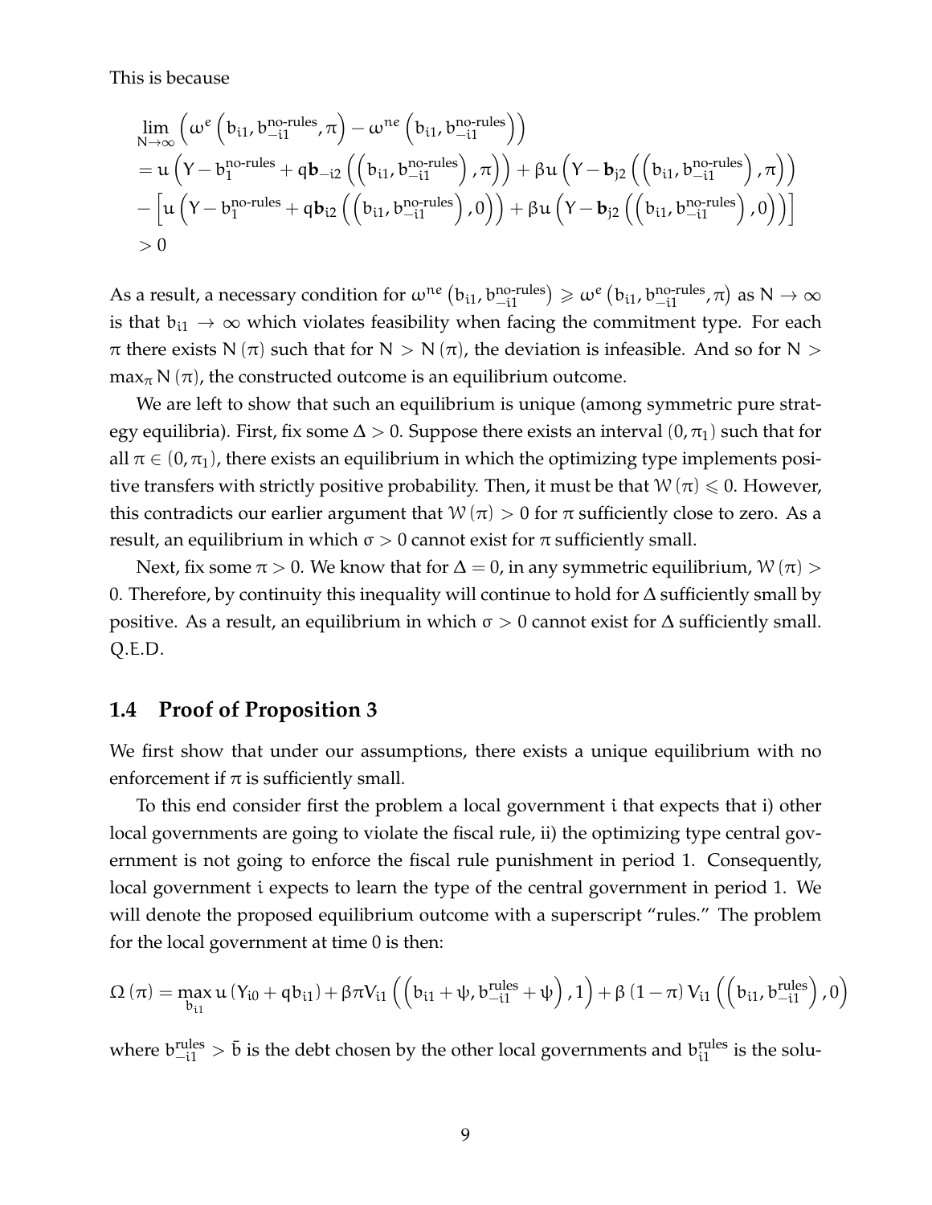This is because

$$
\begin{aligned}
&\lim_{N\to\infty}\left(\omega^{e}\left(b_{i1},b_{-i1}^{\text{no-rules}},\pi\right)-\omega^{ne}\left(b_{i1},b_{-i1}^{\text{no-rules}}\right)\right)\\
&=u\left(Y-b_{1}^{\text{no-rules}}+q\mathbf{b}_{-i2}\left(\left(b_{i1},b_{-i1}^{\text{no-rules}}\right),\pi\right)\right)+\beta u\left(Y-\mathbf{b}_{j2}\left(\left(b_{i1},b_{-i1}^{\text{no-rules}}\right),\pi\right)\right)\\
&-\left[u\left(Y-b_{1}^{\text{no-rules}}+q\mathbf{b}_{i2}\left(\left(b_{i1},b_{-i1}^{\text{no-rules}}\right),0\right)\right)+\beta u\left(Y-\mathbf{b}_{j2}\left(\left(b_{i1},b_{-i1}^{\text{no-rules}}\right),0\right)\right)\right]\\
&>0
\end{aligned}
$$

As a result, a necessary condition for $\omega^{ne}\left(b_{i1},b_{-i1}^{\text{no-rules}}\right)\geqslant\omega^{e}\left(b_{i1},b_{-i1}^{\text{no-rules}},\pi\right)$ as $N\to\infty$ is that $b_{i1}\to\infty$ which violates feasibility when facing the commitment type. For each $\pi$ there exists $N(\pi)$ such that for $N>N(\pi)$, the deviation is infeasible. And so for $N>\max_{\pi}N(\pi)$, the constructed outcome is an equilibrium outcome.

We are left to show that such an equilibrium is unique (among symmetric pure strategy equilibria). First, fix some $\Delta>0$. Suppose there exists an interval $(0,\pi_1)$ such that for all $\pi\in(0,\pi_1)$, there exists an equilibrium in which the optimizing type implements positive transfers with strictly positive probability. Then, it must be that $\mathcal{W}(\pi)\leqslant 0$. However, this contradicts our earlier argument that $\mathcal{W}(\pi)>0$ for $\pi$ sufficiently close to zero. As a result, an equilibrium in which $\sigma>0$ cannot exist for $\pi$ sufficiently small.

Next, fix some $\pi>0$. We know that for $\Delta=0$, in any symmetric equilibrium, $\mathcal{W}(\pi)>0$. Therefore, by continuity this inequality will continue to hold for $\Delta$ sufficiently small by positive. As a result, an equilibrium in which $\sigma>0$ cannot exist for $\Delta$ sufficiently small. Q.E.D.

## 1.4 Proof of Proposition 3

We first show that under our assumptions, there exists a unique equilibrium with no enforcement if $\pi$ is sufficiently small.

To this end consider first the problem a local government $i$ that expects that i) other local governments are going to violate the fiscal rule, ii) the optimizing type central government is not going to enforce the fiscal rule punishment in period 1. Consequently, local government $i$ expects to learn the type of the central government in period 1. We will denote the proposed equilibrium outcome with a superscript "rules." The problem for the local government at time 0 is then:

$$
\Omega(\pi)=\max_{b_{i1}}u\left(Y_{i0}+qb_{i1}\right)+\beta\pi V_{i1}\left(\left(b_{i1}+\psi,b_{-i1}^{\text{rules}}+\psi\right),1\right)+\beta(1-\pi)V_{i1}\left(\left(b_{i1},b_{-i1}^{\text{rules}}\right),0\right)
$$

where $b_{-i1}^{\text{rules}}>\bar{b}$ is the debt chosen by the other local governments and $b_{i1}^{\text{rules}}$ is the solu-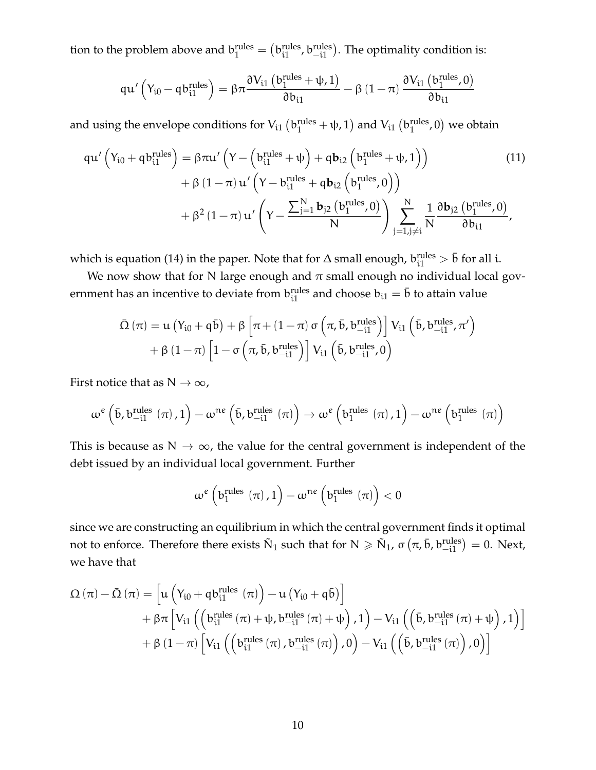tion to the problem above and $b_1^{\text{rules}} = \left(b_{i1}^{\text{rules}}, b_{-i1}^{\text{rules}}\right)$. The optimality condition is:

$$q u'\left(Y_{i0} - q b_{i1}^{\text{rules}}\right) = \beta\pi \frac{\partial V_{i1}\left(b_1^{\text{rules}} + \psi, 1\right)}{\partial b_{i1}} - \beta\left(1-\pi\right)\frac{\partial V_{i1}\left(b_1^{\text{rules}}, 0\right)}{\partial b_{i1}}$$

and using the envelope conditions for $V_{i1}\left(b_1^{\text{rules}} + \psi, 1\right)$ and $V_{i1}\left(b_1^{\text{rules}}, 0\right)$ we obtain

$$\begin{aligned} q u'\left(Y_{i0} + q b_{i1}^{\text{rules}}\right) &= \beta\pi u'\left(Y - \left(b_{i1}^{\text{rules}} + \psi\right) + q\mathbf{b}_{i2}\left(b_1^{\text{rules}} + \psi, 1\right)\right) \\ &+ \beta\left(1-\pi\right) u'\left(Y - b_{i1}^{\text{rules}} + q\mathbf{b}_{i2}\left(b_1^{\text{rules}}, 0\right)\right) \\ &+ \beta^2\left(1-\pi\right) u'\left(Y - \frac{\sum_{j=1}^{N}\mathbf{b}_{j2}\left(b_1^{\text{rules}}, 0\right)}{N}\right)\sum_{j=1, j\neq i}^{N}\frac{1}{N}\frac{\partial \mathbf{b}_{j2}\left(b_1^{\text{rules}}, 0\right)}{\partial b_{i1}}, \end{aligned} \tag{11}$$

which is equation (14) in the paper. Note that for $\Delta$ small enough, $b_{i1}^{\text{rules}} > \bar{b}$ for all i.

We now show that for N large enough and $\pi$ small enough no individual local government has an incentive to deviate from $b_{i1}^{\text{rules}}$ and choose $b_{i1} = \bar{b}$ to attain value

$$\begin{aligned} \bar{\Omega}\left(\pi\right) &= u\left(Y_{i0} + q\bar{b}\right) + \beta\left[\pi + \left(1-\pi\right)\sigma\left(\pi, \bar{b}, b_{-i1}^{\text{rules}}\right)\right] V_{i1}\left(\bar{b}, b_{-i1}^{\text{rules}}, \pi'\right) \\ &+ \beta\left(1-\pi\right)\left[1 - \sigma\left(\pi, \bar{b}, b_{-i1}^{\text{rules}}\right)\right] V_{i1}\left(\bar{b}, b_{-i1}^{\text{rules}}, 0\right) \end{aligned}$$

First notice that as $N \to \infty$,

$$\omega^e\left(\bar{b}, b_{-i1}^{\text{rules}}\left(\pi\right), 1\right) - \omega^{ne}\left(\bar{b}, b_{-i1}^{\text{rules}}\left(\pi\right)\right) \to \omega^e\left(b_1^{\text{rules}}\left(\pi\right), 1\right) - \omega^{ne}\left(b_1^{\text{rules}}\left(\pi\right)\right)$$

This is because as $N \to \infty$, the value for the central government is independent of the debt issued by an individual local government. Further

$$\omega^e\left(b_1^{\text{rules}}\left(\pi\right), 1\right) - \omega^{ne}\left(b_1^{\text{rules}}\left(\pi\right)\right) < 0$$

since we are constructing an equilibrium in which the central government finds it optimal not to enforce. Therefore there exists $\tilde{N}_1$ such that for $N \geqslant \tilde{N}_1$, $\sigma\left(\pi, \bar{b}, b_{-i1}^{\text{rules}}\right) = 0$. Next, we have that

$$\begin{aligned} \Omega\left(\pi\right) - \bar{\Omega}\left(\pi\right) &= \left[u\left(Y_{i0} + q b_{i1}^{\text{rules}}\left(\pi\right)\right) - u\left(Y_{i0} + q\bar{b}\right)\right] \\ &+ \beta\pi\left[V_{i1}\left(\left(b_{i1}^{\text{rules}}\left(\pi\right) + \psi, b_{-i1}^{\text{rules}}\left(\pi\right) + \psi\right), 1\right) - V_{i1}\left(\left(\bar{b}, b_{-i1}^{\text{rules}}\left(\pi\right) + \psi\right), 1\right)\right] \\ &+ \beta\left(1-\pi\right)\left[V_{i1}\left(\left(b_{i1}^{\text{rules}}\left(\pi\right), b_{-i1}^{\text{rules}}\left(\pi\right)\right), 0\right) - V_{i1}\left(\left(\bar{b}, b_{-i1}^{\text{rules}}\left(\pi\right)\right), 0\right)\right] \end{aligned}$$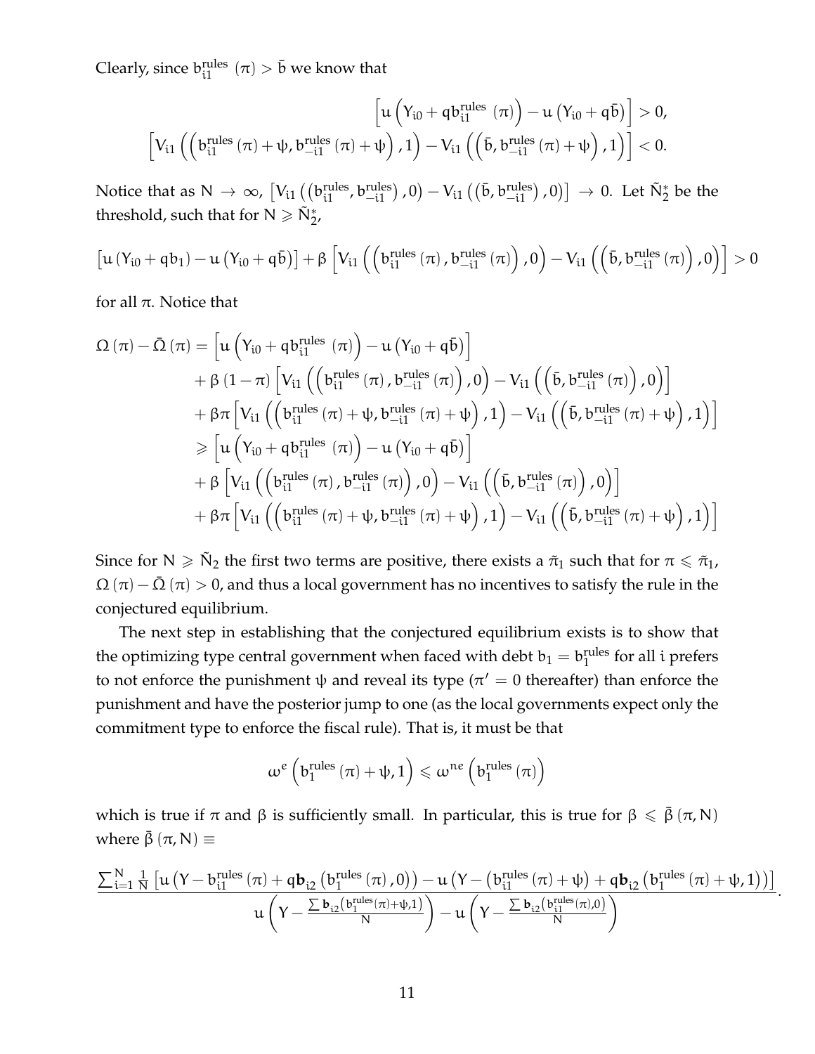Clearly, since $b_{i1}^{\text{rules}}(\pi) > \bar{b}$ we know that

$$
\begin{aligned}
\left[u\left(Y_{i0} + q b_{i1}^{\text{rules}}(\pi)\right) - u\left(Y_{i0} + q\bar{b}\right)\right] &> 0, \\
\left[V_{i1}\left(\left(b_{i1}^{\text{rules}}(\pi) + \psi, b_{-i1}^{\text{rules}}(\pi) + \psi\right), 1\right) - V_{i1}\left(\left(\bar{b}, b_{-i1}^{\text{rules}}(\pi) + \psi\right), 1\right)\right] &< 0.
\end{aligned}
$$

Notice that as $N \to \infty$, $\left[V_{i1}\left(\left(b_{i1}^{\text{rules}}, b_{-i1}^{\text{rules}}\right), 0\right) - V_{i1}\left(\left(\bar{b}, b_{-i1}^{\text{rules}}\right), 0\right)\right] \to 0$. Let $\tilde{N}_2^*$ be the threshold, such that for $N \geqslant \tilde{N}_2^*$,

$$
\left[u\left(Y_{i0} + q b_1\right) - u\left(Y_{i0} + q\bar{b}\right)\right] + \beta\left[V_{i1}\left(\left(b_{i1}^{\text{rules}}(\pi), b_{-i1}^{\text{rules}}(\pi)\right), 0\right) - V_{i1}\left(\left(\bar{b}, b_{-i1}^{\text{rules}}(\pi)\right), 0\right)\right] > 0
$$

for all $\pi$. Notice that

$$
\begin{aligned}
\Omega(\pi) - \bar{\Omega}(\pi) = &\left[u\left(Y_{i0} + q b_{i1}^{\text{rules}}(\pi)\right) - u\left(Y_{i0} + q\bar{b}\right)\right] \\
&+ \beta(1-\pi)\left[V_{i1}\left(\left(b_{i1}^{\text{rules}}(\pi), b_{-i1}^{\text{rules}}(\pi)\right), 0\right) - V_{i1}\left(\left(\bar{b}, b_{-i1}^{\text{rules}}(\pi)\right), 0\right)\right] \\
&+ \beta\pi\left[V_{i1}\left(\left(b_{i1}^{\text{rules}}(\pi) + \psi, b_{-i1}^{\text{rules}}(\pi) + \psi\right), 1\right) - V_{i1}\left(\left(\bar{b}, b_{-i1}^{\text{rules}}(\pi) + \psi\right), 1\right)\right] \\
\geqslant &\left[u\left(Y_{i0} + q b_{i1}^{\text{rules}}(\pi)\right) - u\left(Y_{i0} + q\bar{b}\right)\right] \\
&+ \beta\left[V_{i1}\left(\left(b_{i1}^{\text{rules}}(\pi), b_{-i1}^{\text{rules}}(\pi)\right), 0\right) - V_{i1}\left(\left(\bar{b}, b_{-i1}^{\text{rules}}(\pi)\right), 0\right)\right] \\
&+ \beta\pi\left[V_{i1}\left(\left(b_{i1}^{\text{rules}}(\pi) + \psi, b_{-i1}^{\text{rules}}(\pi) + \psi\right), 1\right) - V_{i1}\left(\left(\bar{b}, b_{-i1}^{\text{rules}}(\pi) + \psi\right), 1\right)\right]
\end{aligned}
$$

Since for $N \geqslant \tilde{N}_2$ the first two terms are positive, there exists a $\tilde{\pi}_1$ such that for $\pi \leqslant \tilde{\pi}_1$, $\Omega(\pi) - \bar{\Omega}(\pi) > 0$, and thus a local government has no incentives to satisfy the rule in the conjectured equilibrium.

The next step in establishing that the conjectured equilibrium exists is to show that the optimizing type central government when faced with debt $b_1 = b_1^{\text{rules}}$ for all $i$ prefers to not enforce the punishment $\psi$ and reveal its type ($\pi' = 0$ thereafter) than enforce the punishment and have the posterior jump to one (as the local governments expect only the commitment type to enforce the fiscal rule). That is, it must be that

$$
\omega^{e}\left(b_1^{\text{rules}}(\pi) + \psi, 1\right) \leqslant \omega^{ne}\left(b_1^{\text{rules}}(\pi)\right)
$$

which is true if $\pi$ and $\beta$ is sufficiently small. In particular, this is true for $\beta \leqslant \bar{\beta}(\pi, N)$ where $\bar{\beta}(\pi, N) \equiv$

$$
\frac{\sum_{i=1}^{N} \frac{1}{N}\left[u\left(Y - b_{i1}^{\text{rules}}(\pi) + q\mathbf{b}_{i2}\left(b_1^{\text{rules}}(\pi), 0\right)\right) - u\left(Y - \left(b_{i1}^{\text{rules}}(\pi) + \psi\right) + q\mathbf{b}_{i2}\left(b_1^{\text{rules}}(\pi) + \psi, 1\right)\right)\right]}{u\left(Y - \frac{\sum \mathbf{b}_{i2}\left(b_1^{\text{rules}}(\pi) + \psi, 1\right)}{N}\right) - u\left(Y - \frac{\sum \mathbf{b}_{i2}\left(b_{i1}^{\text{rules}}(\pi), 0\right)}{N}\right)}.
$$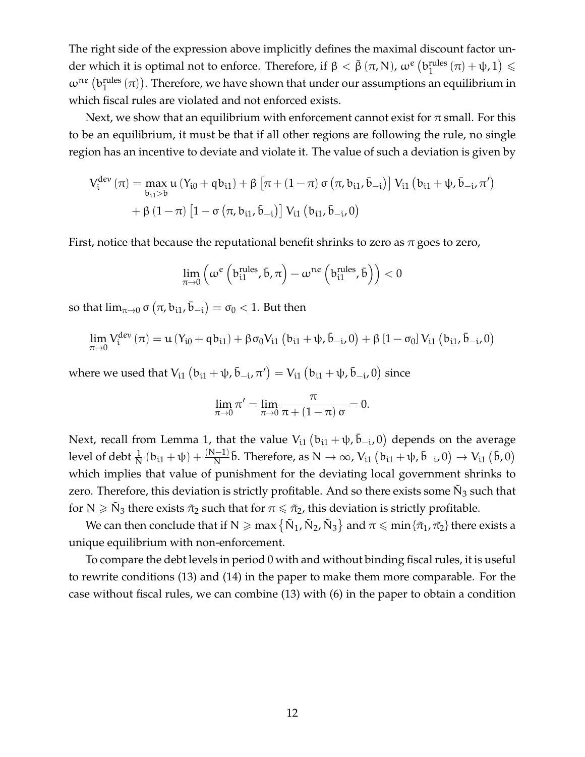The right side of the expression above implicitly defines the maximal discount factor under which it is optimal not to enforce. Therefore, if $\beta < \bar{\beta}(\pi, N)$, $\omega^e\left(b_1^{\text{rules}}(\pi) + \psi, 1\right) \leqslant \omega^{ne}\left(b_1^{\text{rules}}(\pi)\right)$. Therefore, we have shown that under our assumptions an equilibrium in which fiscal rules are violated and not enforced exists.

Next, we show that an equilibrium with enforcement cannot exist for $\pi$ small. For this to be an equilibrium, it must be that if all other regions are following the rule, no single region has an incentive to deviate and violate it. The value of such a deviation is given by

$$V_i^{dev}(\pi) = \max_{b_{i1} > \bar{b}} u\left(Y_{i0} + qb_{i1}\right) + \beta\left[\pi + (1-\pi)\,\sigma\left(\pi, b_{i1}, \bar{b}_{-i}\right)\right] V_{i1}\left(b_{i1} + \psi, \bar{b}_{-i}, \pi'\right)$$
$$+ \beta\,(1-\pi)\left[1 - \sigma\left(\pi, b_{i1}, \bar{b}_{-i}\right)\right] V_{i1}\left(b_{i1}, \bar{b}_{-i}, 0\right)$$

First, notice that because the reputational benefit shrinks to zero as $\pi$ goes to zero,

$$\lim_{\pi \to 0}\left(\omega^e\left(b_{i1}^{\text{rules}}, \bar{b}, \pi\right) - \omega^{ne}\left(b_{i1}^{\text{rules}}, \bar{b}\right)\right) < 0$$

so that $\lim_{\pi \to 0} \sigma\left(\pi, b_{i1}, \bar{b}_{-i}\right) = \sigma_0 < 1$. But then

$$\lim_{\pi \to 0} V_i^{dev}(\pi) = u\left(Y_{i0} + qb_{i1}\right) + \beta\sigma_0 V_{i1}\left(b_{i1} + \psi, \bar{b}_{-i}, 0\right) + \beta\left[1 - \sigma_0\right] V_{i1}\left(b_{i1}, \bar{b}_{-i}, 0\right)$$

where we used that $V_{i1}\left(b_{i1} + \psi, \bar{b}_{-i}, \pi'\right) = V_{i1}\left(b_{i1} + \psi, \bar{b}_{-i}, 0\right)$ since

$$\lim_{\pi \to 0} \pi' = \lim_{\pi \to 0} \frac{\pi}{\pi + (1-\pi)\,\sigma} = 0.$$

Next, recall from Lemma 1, that the value $V_{i1}\left(b_{i1} + \psi, \bar{b}_{-i}, 0\right)$ depends on the average level of debt $\frac{1}{N}\left(b_{i1} + \psi\right) + \frac{(N-1)}{N}\bar{b}$. Therefore, as $N \to \infty$, $V_{i1}\left(b_{i1} + \psi, \bar{b}_{-i}, 0\right) \to V_{i1}\left(\bar{b}, 0\right)$ which implies that value of punishment for the deviating local government shrinks to zero. Therefore, this deviation is strictly profitable. And so there exists some $\tilde{N}_3$ such that for $N \geqslant \tilde{N}_3$ there exists $\tilde{\pi}_2$ such that for $\pi \leqslant \tilde{\pi}_2$, this deviation is strictly profitable.

We can then conclude that if $N \geqslant \max\left\{\tilde{N}_1, \tilde{N}_2, \tilde{N}_3\right\}$ and $\pi \leqslant \min\{\tilde{\pi}_1, \tilde{\pi}_2\}$ there exists a unique equilibrium with non-enforcement.

To compare the debt levels in period 0 with and without binding fiscal rules, it is useful to rewrite conditions (13) and (14) in the paper to make them more comparable. For the case without fiscal rules, we can combine (13) with (6) in the paper to obtain a condition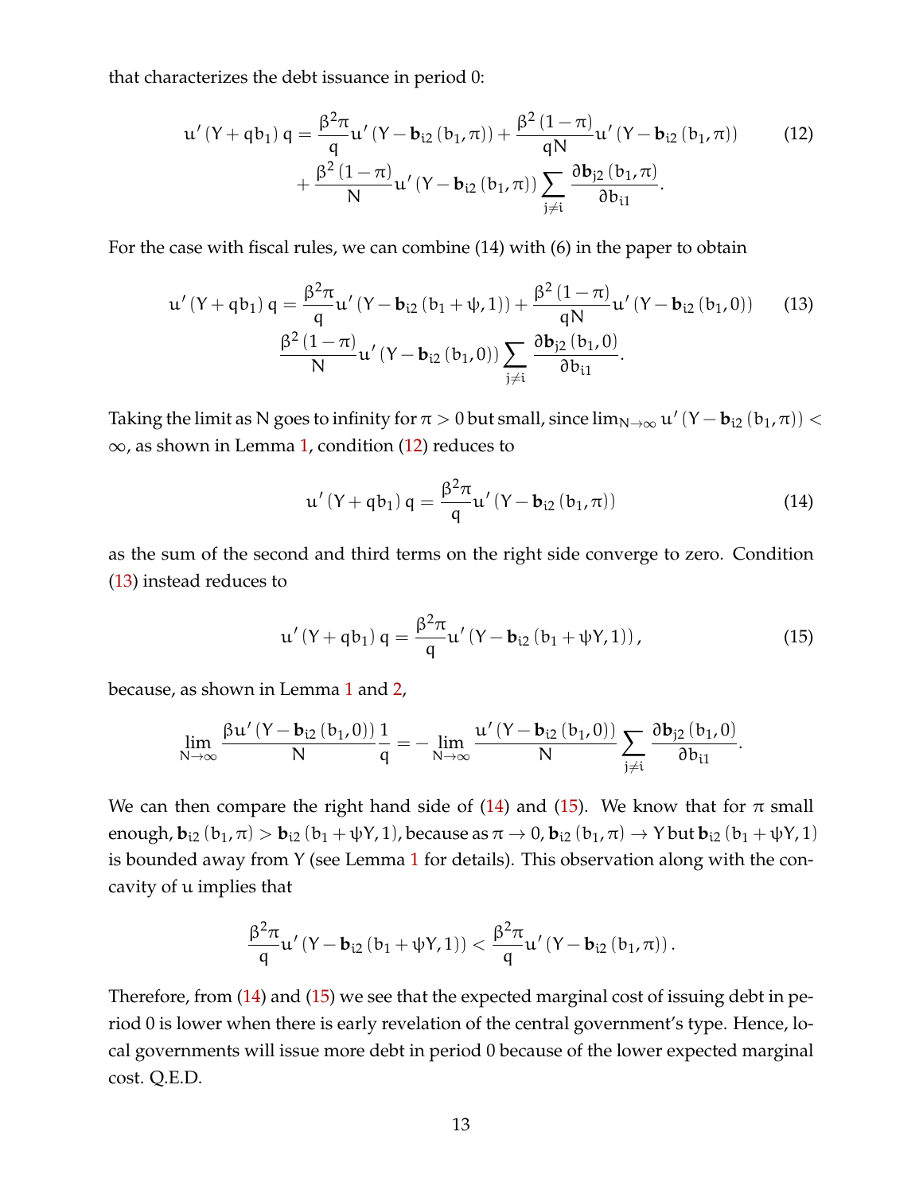that characterizes the debt issuance in period 0:

$$
\begin{aligned}
u'(Y+qb_1)\,q = {} & \frac{\beta^2\pi}{q}u'(Y-\mathbf{b}_{i2}(b_1,\pi)) + \frac{\beta^2(1-\pi)}{qN}u'(Y-\mathbf{b}_{i2}(b_1,\pi)) \\
& + \frac{\beta^2(1-\pi)}{N}u'(Y-\mathbf{b}_{i2}(b_1,\pi))\sum_{j\neq i}\frac{\partial \mathbf{b}_{j2}(b_1,\pi)}{\partial b_{i1}}.
\end{aligned}
\tag{12}
$$

For the case with fiscal rules, we can combine (14) with (6) in the paper to obtain

$$
\begin{aligned}
u'(Y+qb_1)\,q = {} & \frac{\beta^2\pi}{q}u'(Y-\mathbf{b}_{i2}(b_1+\psi,1)) + \frac{\beta^2(1-\pi)}{qN}u'(Y-\mathbf{b}_{i2}(b_1,0)) \\
& \frac{\beta^2(1-\pi)}{N}u'(Y-\mathbf{b}_{i2}(b_1,0))\sum_{j\neq i}\frac{\partial \mathbf{b}_{j2}(b_1,0)}{\partial b_{i1}}.
\end{aligned}
\tag{13}
$$

Taking the limit as N goes to infinity for $\pi > 0$ but small, since $\lim_{N\to\infty} u'(Y-\mathbf{b}_{i2}(b_1,\pi)) < \infty$, as shown in Lemma 1, condition (12) reduces to

$$
u'(Y+qb_1)\,q = \frac{\beta^2\pi}{q}u'(Y-\mathbf{b}_{i2}(b_1,\pi)) \tag{14}
$$

as the sum of the second and third terms on the right side converge to zero. Condition (13) instead reduces to

$$
u'(Y+qb_1)\,q = \frac{\beta^2\pi}{q}u'(Y-\mathbf{b}_{i2}(b_1+\psi Y,1)), \tag{15}
$$

because, as shown in Lemma 1 and 2,

$$
\lim_{N\to\infty}\frac{\beta u'(Y-\mathbf{b}_{i2}(b_1,0))}{N}\frac{1}{q} = -\lim_{N\to\infty}\frac{u'(Y-\mathbf{b}_{i2}(b_1,0))}{N}\sum_{j\neq i}\frac{\partial \mathbf{b}_{j2}(b_1,0)}{\partial b_{i1}}.
$$

We can then compare the right hand side of (14) and (15). We know that for $\pi$ small enough, $\mathbf{b}_{i2}(b_1,\pi) > \mathbf{b}_{i2}(b_1+\psi Y,1)$, because as $\pi \to 0$, $\mathbf{b}_{i2}(b_1,\pi) \to Y$ but $\mathbf{b}_{i2}(b_1+\psi Y,1)$ is bounded away from Y (see Lemma 1 for details). This observation along with the concavity of u implies that

$$
\frac{\beta^2\pi}{q}u'(Y-\mathbf{b}_{i2}(b_1+\psi Y,1)) < \frac{\beta^2\pi}{q}u'(Y-\mathbf{b}_{i2}(b_1,\pi)).
$$

Therefore, from (14) and (15) we see that the expected marginal cost of issuing debt in period 0 is lower when there is early revelation of the central government's type. Hence, local governments will issue more debt in period 0 because of the lower expected marginal cost. Q.E.D.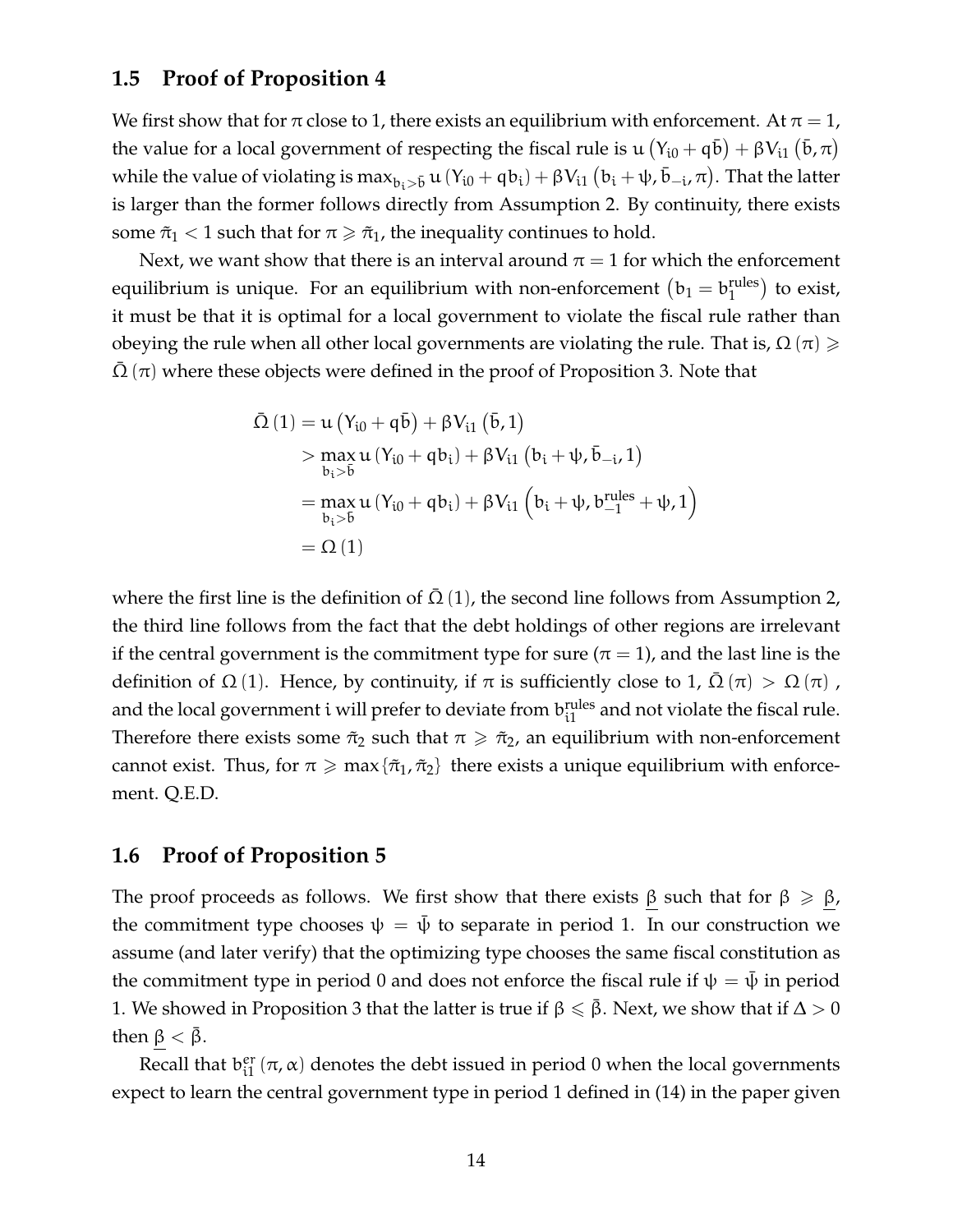## 1.5 Proof of Proposition 4

We first show that for $\pi$ close to 1, there exists an equilibrium with enforcement. At $\pi = 1$, the value for a local government of respecting the fiscal rule is $u\left(Y_{i0} + q\bar{b}\right) + \beta V_{i1}\left(\bar{b}, \pi\right)$ while the value of violating is $\max_{b_i > \bar{b}} u\left(Y_{i0} + qb_i\right) + \beta V_{i1}\left(b_i + \psi, \bar{b}_{-i}, \pi\right)$. That the latter is larger than the former follows directly from Assumption 2. By continuity, there exists some $\tilde{\pi}_1 < 1$ such that for $\pi \geqslant \tilde{\pi}_1$, the inequality continues to hold.

Next, we want show that there is an interval around $\pi = 1$ for which the enforcement equilibrium is unique. For an equilibrium with non-enforcement $\left(b_1 = b_1^{\text{rules}}\right)$ to exist, it must be that it is optimal for a local government to violate the fiscal rule rather than obeying the rule when all other local governments are violating the rule. That is, $\Omega\left(\pi\right) \geqslant \bar{\Omega}\left(\pi\right)$ where these objects were defined in the proof of Proposition 3. Note that

$$
\begin{aligned}
\bar{\Omega}\left(1\right) &= u\left(Y_{i0} + q\bar{b}\right) + \beta V_{i1}\left(\bar{b}, 1\right) \\
&> \max_{b_i > \bar{b}} u\left(Y_{i0} + qb_i\right) + \beta V_{i1}\left(b_i + \psi, \bar{b}_{-i}, 1\right) \\
&= \max_{b_i > \bar{b}} u\left(Y_{i0} + qb_i\right) + \beta V_{i1}\left(b_i + \psi, b_{-1}^{\text{rules}} + \psi, 1\right) \\
&= \Omega\left(1\right)
\end{aligned}
$$

where the first line is the definition of $\bar{\Omega}\left(1\right)$, the second line follows from Assumption 2, the third line follows from the fact that the debt holdings of other regions are irrelevant if the central government is the commitment type for sure ($\pi = 1$), and the last line is the definition of $\Omega\left(1\right)$. Hence, by continuity, if $\pi$ is sufficiently close to 1, $\bar{\Omega}\left(\pi\right) > \Omega\left(\pi\right)$, and the local government i will prefer to deviate from $b_{i1}^{\text{rules}}$ and not violate the fiscal rule. Therefore there exists some $\tilde{\pi}_2$ such that $\pi \geqslant \tilde{\pi}_2$, an equilibrium with non-enforcement cannot exist. Thus, for $\pi \geqslant \max\{\tilde{\pi}_1, \tilde{\pi}_2\}$ there exists a unique equilibrium with enforcement. Q.E.D.

## 1.6 Proof of Proposition 5

The proof proceeds as follows. We first show that there exists $\underline{\beta}$ such that for $\beta \geqslant \underline{\beta}$, the commitment type chooses $\psi = \bar{\psi}$ to separate in period 1. In our construction we assume (and later verify) that the optimizing type chooses the same fiscal constitution as the commitment type in period 0 and does not enforce the fiscal rule if $\psi = \bar{\psi}$ in period 1. We showed in Proposition 3 that the latter is true if $\beta \leqslant \bar{\beta}$. Next, we show that if $\Delta > 0$ then $\underline{\beta} < \bar{\beta}$.

Recall that $b_{i1}^{er}\left(\pi, \alpha\right)$ denotes the debt issued in period 0 when the local governments expect to learn the central government type in period 1 defined in (14) in the paper given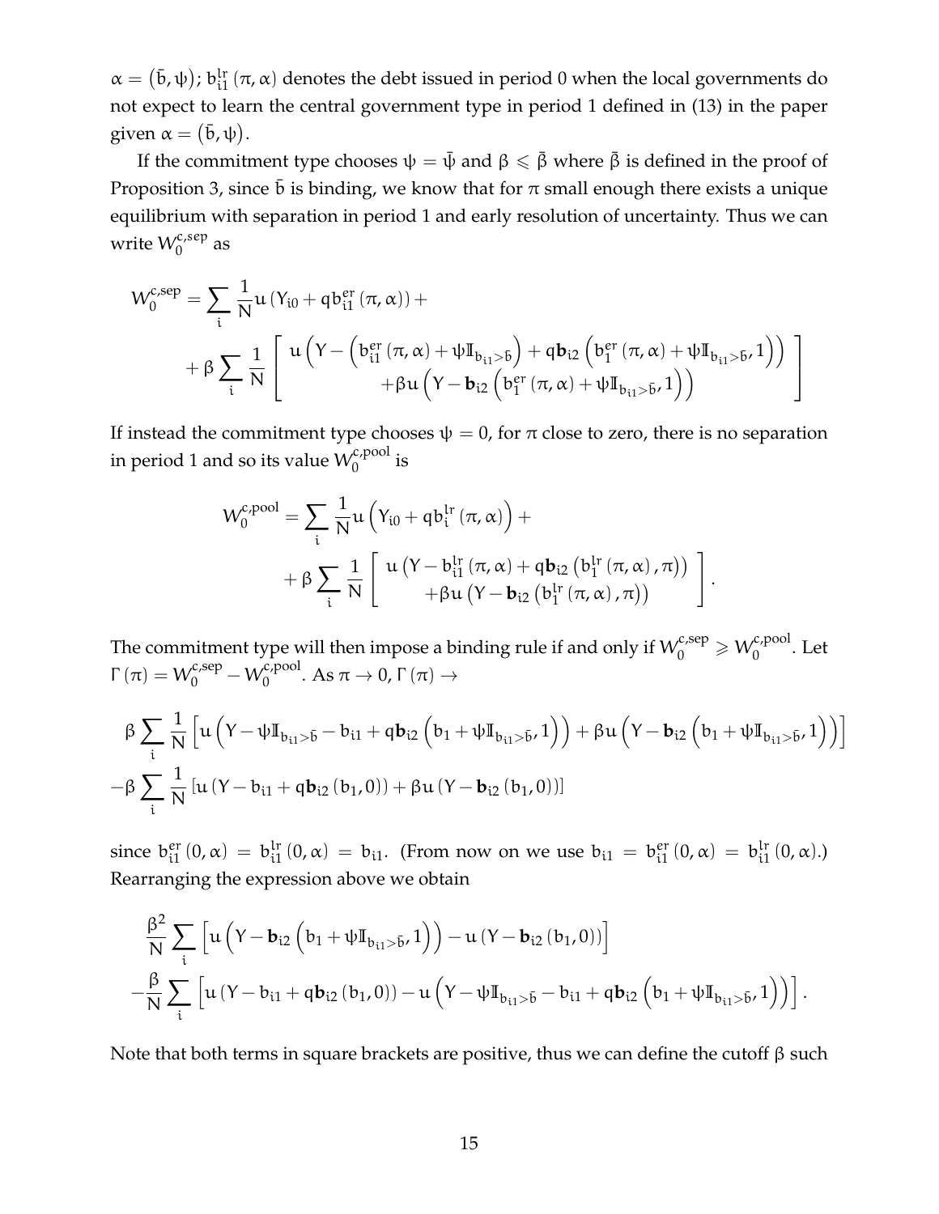$\alpha = (\bar{b}, \psi)$; $b_{i1}^{lr}(\pi, \alpha)$ denotes the debt issued in period 0 when the local governments do not expect to learn the central government type in period 1 defined in (13) in the paper given $\alpha = (\bar{b}, \psi)$.

If the commitment type chooses $\psi = \bar{\psi}$ and $\beta \leqslant \bar{\beta}$ where $\bar{\beta}$ is defined in the proof of Proposition 3, since $\bar{b}$ is binding, we know that for $\pi$ small enough there exists a unique equilibrium with separation in period 1 and early resolution of uncertainty. Thus we can write $W_0^{c,sep}$ as

$$W_0^{c,sep} = \sum_i \frac{1}{N} u\left(Y_{i0} + q b_{i1}^{er}(\pi, \alpha)\right) + \\ + \beta \sum_i \frac{1}{N} \left[ \begin{array}{c} u\left(Y - \left(b_{i1}^{er}(\pi, \alpha) + \psi \mathbb{I}_{b_{i1} > \bar{b}}\right) + q \mathbf{b}_{i2}\left(b_1^{er}(\pi, \alpha) + \psi \mathbb{I}_{b_{i1} > \bar{b}}, 1\right)\right) \\ + \beta u\left(Y - \mathbf{b}_{i2}\left(b_1^{er}(\pi, \alpha) + \psi \mathbb{I}_{b_{i1} > \bar{b}}, 1\right)\right) \end{array} \right]$$

If instead the commitment type chooses $\psi = 0$, for $\pi$ close to zero, there is no separation in period 1 and so its value $W_0^{c,pool}$ is

$$W_0^{c,pool} = \sum_i \frac{1}{N} u\left(Y_{i0} + q b_i^{lr}(\pi, \alpha)\right) + \\ + \beta \sum_i \frac{1}{N} \left[ \begin{array}{c} u\left(Y - b_{i1}^{lr}(\pi, \alpha) + q \mathbf{b}_{i2}\left(b_1^{lr}(\pi, \alpha), \pi\right)\right) \\ + \beta u\left(Y - \mathbf{b}_{i2}\left(b_1^{lr}(\pi, \alpha), \pi\right)\right) \end{array} \right].$$

The commitment type will then impose a binding rule if and only if $W_0^{c,sep} \geqslant W_0^{c,pool}$. Let $\Gamma(\pi) = W_0^{c,sep} - W_0^{c,pool}$. As $\pi \to 0$, $\Gamma(\pi) \to$

$$\beta \sum_i \frac{1}{N} \left[ u\left(Y - \psi \mathbb{I}_{b_{i1} > \bar{b}} - b_{i1} + q \mathbf{b}_{i2}\left(b_1 + \psi \mathbb{I}_{b_{i1} > \bar{b}}, 1\right)\right) + \beta u\left(Y - \mathbf{b}_{i2}\left(b_1 + \psi \mathbb{I}_{b_{i1} > \bar{b}}, 1\right)\right) \right] \\ - \beta \sum_i \frac{1}{N} \left[ u\left(Y - b_{i1} + q \mathbf{b}_{i2}(b_1, 0)\right) + \beta u\left(Y - \mathbf{b}_{i2}(b_1, 0)\right) \right]$$

since $b_{i1}^{er}(0, \alpha) = b_{i1}^{lr}(0, \alpha) = b_{i1}$. (From now on we use $b_{i1} = b_{i1}^{er}(0, \alpha) = b_{i1}^{lr}(0, \alpha)$.) Rearranging the expression above we obtain

$$\frac{\beta^2}{N} \sum_i \left[ u\left(Y - \mathbf{b}_{i2}\left(b_1 + \psi \mathbb{I}_{b_{i1} > \bar{b}}, 1\right)\right) - u\left(Y - \mathbf{b}_{i2}(b_1, 0)\right) \right] \\ - \frac{\beta}{N} \sum_i \left[ u\left(Y - b_{i1} + q \mathbf{b}_{i2}(b_1, 0)\right) - u\left(Y - \psi \mathbb{I}_{b_{i1} > \bar{b}} - b_{i1} + q \mathbf{b}_{i2}\left(b_1 + \psi \mathbb{I}_{b_{i1} > \bar{b}}, 1\right)\right) \right].$$

Note that both terms in square brackets are positive, thus we can define the cutoff $\beta$ such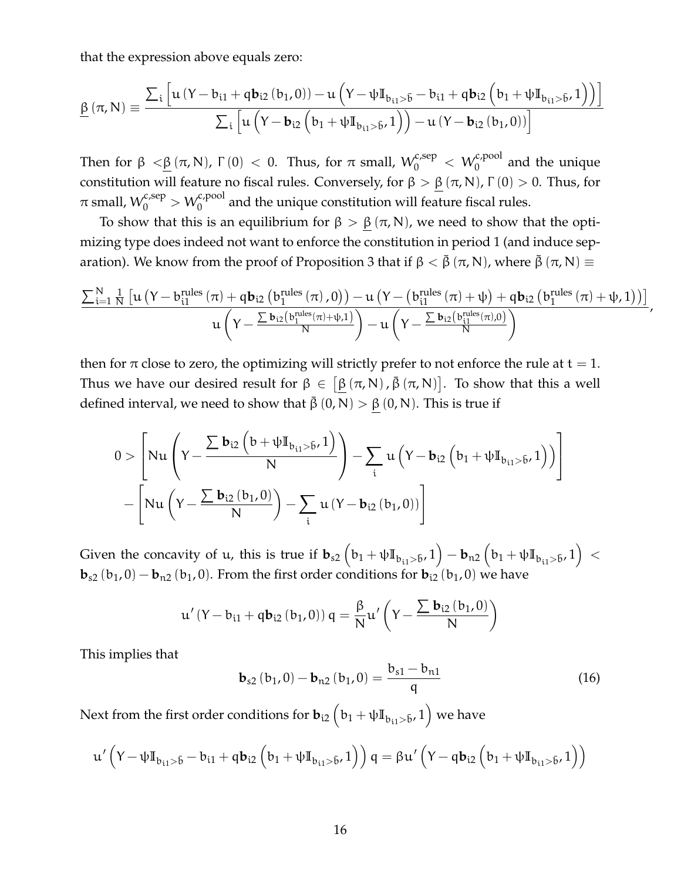that the expression above equals zero:

$$\underline{\beta}(\pi, N) \equiv \frac{\sum_i \left[u\left(Y - b_{i1} + q\mathbf{b}_{i2}\left(b_1, 0\right)\right) - u\left(Y - \psi\mathbb{I}_{b_{i1}>\bar{b}} - b_{i1} + q\mathbf{b}_{i2}\left(b_1 + \psi\mathbb{I}_{b_{i1}>\bar{b}}, 1\right)\right)\right]}{\sum_i \left[u\left(Y - \mathbf{b}_{i2}\left(b_1 + \psi\mathbb{I}_{b_{i1}>\bar{b}}, 1\right)\right) - u\left(Y - \mathbf{b}_{i2}\left(b_1, 0\right)\right)\right]}$$

Then for $\beta < \underline{\beta}(\pi, N)$, $\Gamma(0) < 0$. Thus, for $\pi$ small, $W_0^{c,sep} < W_0^{c,pool}$ and the unique constitution will feature no fiscal rules. Conversely, for $\beta > \underline{\beta}(\pi, N)$, $\Gamma(0) > 0$. Thus, for $\pi$ small, $W_0^{c,sep} > W_0^{c,pool}$ and the unique constitution will feature fiscal rules.

To show that this is an equilibrium for $\beta > \underline{\beta}(\pi, N)$, we need to show that the optimizing type does indeed not want to enforce the constitution in period 1 (and induce separation). We know from the proof of Proposition 3 that if $\beta < \bar{\beta}(\pi, N)$, where $\bar{\beta}(\pi, N) \equiv$

$$\frac{\sum_{i=1}^{N} \frac{1}{N}\left[u\left(Y - b_{i1}^{rules}(\pi) + q\mathbf{b}_{i2}\left(b_1^{rules}(\pi), 0\right)\right) - u\left(Y - \left(b_{i1}^{rules}(\pi) + \psi\right) + q\mathbf{b}_{i2}\left(b_1^{rules}(\pi) + \psi, 1\right)\right)\right]}{u\left(Y - \frac{\sum \mathbf{b}_{i2}\left(b_1^{rules}(\pi) + \psi, 1\right)}{N}\right) - u\left(Y - \frac{\sum \mathbf{b}_{i2}\left(b_{i1}^{rules}(\pi), 0\right)}{N}\right)},$$

then for $\pi$ close to zero, the optimizing will strictly prefer to not enforce the rule at $t = 1$. Thus we have our desired result for $\beta \in \left[\underline{\beta}(\pi, N), \bar{\beta}(\pi, N)\right]$. To show that this a well defined interval, we need to show that $\bar{\beta}(0, N) > \underline{\beta}(0, N)$. This is true if

$$0 > \left[Nu\left(Y - \frac{\sum \mathbf{b}_{i2}\left(b + \psi\mathbb{I}_{b_{i1}>\bar{b}}, 1\right)}{N}\right) - \sum_i u\left(Y - \mathbf{b}_{i2}\left(b_1 + \psi\mathbb{I}_{b_{i1}>\bar{b}}, 1\right)\right)\right]$$
$$- \left[Nu\left(Y - \frac{\sum \mathbf{b}_{i2}\left(b_1, 0\right)}{N}\right) - \sum_i u\left(Y - \mathbf{b}_{i2}\left(b_1, 0\right)\right)\right]$$

Given the concavity of $u$, this is true if $\mathbf{b}_{s2}\left(b_1 + \psi\mathbb{I}_{b_{i1}>\bar{b}}, 1\right) - \mathbf{b}_{n2}\left(b_1 + \psi\mathbb{I}_{b_{i1}>\bar{b}}, 1\right) < \mathbf{b}_{s2}(b_1, 0) - \mathbf{b}_{n2}(b_1, 0)$. From the first order conditions for $\mathbf{b}_{i2}(b_1, 0)$ we have

$$u'\left(Y - b_{i1} + q\mathbf{b}_{i2}\left(b_1, 0\right)\right) q = \frac{\beta}{N} u'\left(Y - \frac{\sum \mathbf{b}_{i2}\left(b_1, 0\right)}{N}\right)$$

This implies that

$$\mathbf{b}_{s2}(b_1, 0) - \mathbf{b}_{n2}(b_1, 0) = \frac{b_{s1} - b_{n1}}{q} \tag{16}$$

Next from the first order conditions for $\mathbf{b}_{i2}\left(b_1 + \psi\mathbb{I}_{b_{i1}>\bar{b}}, 1\right)$ we have

$$u'\left(Y - \psi\mathbb{I}_{b_{i1}>\bar{b}} - b_{i1} + q\mathbf{b}_{i2}\left(b_1 + \psi\mathbb{I}_{b_{i1}>\bar{b}}, 1\right)\right) q = \beta u'\left(Y - q\mathbf{b}_{i2}\left(b_1 + \psi\mathbb{I}_{b_{i1}>\bar{b}}, 1\right)\right)$$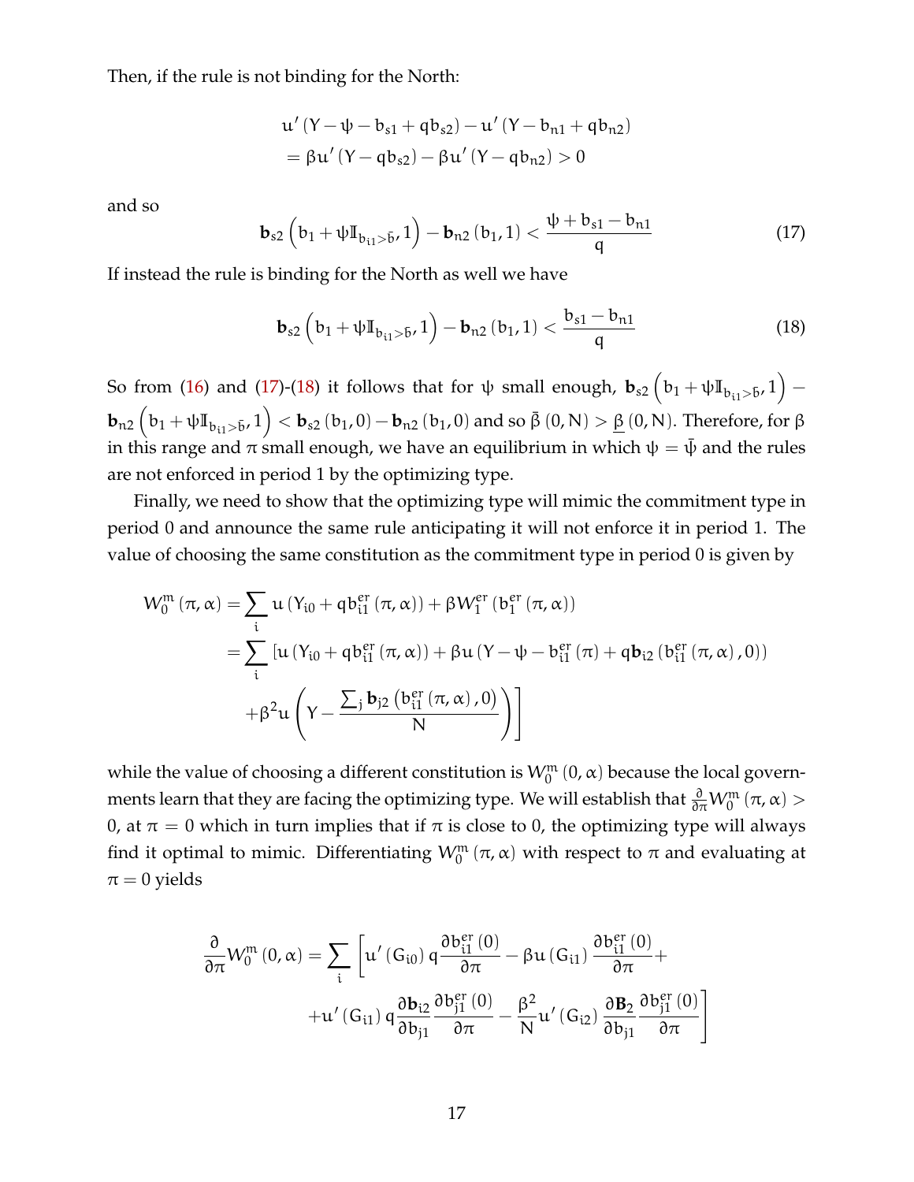Then, if the rule is not binding for the North:

$$
\begin{aligned}
& u'\left(Y - \psi - b_{s1} + q b_{s2}\right) - u'\left(Y - b_{n1} + q b_{n2}\right) \\
& = \beta u'\left(Y - q b_{s2}\right) - \beta u'\left(Y - q b_{n2}\right) > 0
\end{aligned}
$$

and so

$$
\mathbf{b}_{s2}\left(b_1 + \psi \mathbb{I}_{b_{i1} > \bar{b}}, 1\right) - \mathbf{b}_{n2}\left(b_1, 1\right) < \frac{\psi + b_{s1} - b_{n1}}{q} \tag{17}
$$

If instead the rule is binding for the North as well we have

$$
\mathbf{b}_{s2}\left(b_1 + \psi \mathbb{I}_{b_{i1} > \bar{b}}, 1\right) - \mathbf{b}_{n2}\left(b_1, 1\right) < \frac{b_{s1} - b_{n1}}{q} \tag{18}
$$

So from (16) and (17)-(18) it follows that for $\psi$ small enough, $\mathbf{b}_{s2}\left(b_1 + \psi \mathbb{I}_{b_{i1} > \bar{b}}, 1\right) - \mathbf{b}_{n2}\left(b_1 + \psi \mathbb{I}_{b_{i1} > \bar{b}}, 1\right) < \mathbf{b}_{s2}\left(b_1, 0\right) - \mathbf{b}_{n2}\left(b_1, 0\right)$ and so $\bar{\beta}\left(0, N\right) > \underline{\beta}\left(0, N\right)$. Therefore, for $\beta$ in this range and $\pi$ small enough, we have an equilibrium in which $\psi = \bar{\psi}$ and the rules are not enforced in period 1 by the optimizing type.

Finally, we need to show that the optimizing type will mimic the commitment type in period 0 and announce the same rule anticipating it will not enforce it in period 1. The value of choosing the same constitution as the commitment type in period 0 is given by

$$
\begin{aligned}
W_0^m\left(\pi, \alpha\right) &= \sum_i u\left(Y_{i0} + q b_{i1}^{er}\left(\pi, \alpha\right)\right) + \beta W_1^{er}\left(b_1^{er}\left(\pi, \alpha\right)\right) \\
&= \sum_i \left[u\left(Y_{i0} + q b_{i1}^{er}\left(\pi, \alpha\right)\right) + \beta u\left(Y - \psi - b_{i1}^{er}\left(\pi\right) + q \mathbf{b}_{i2}\left(b_{i1}^{er}\left(\pi, \alpha\right), 0\right)\right)\right. \\
&\quad \left. + \beta^2 u\left(Y - \frac{\sum_j \mathbf{b}_{j2}\left(b_{i1}^{er}\left(\pi, \alpha\right), 0\right)}{N}\right)\right]
\end{aligned}
$$

while the value of choosing a different constitution is $W_0^m\left(0, \alpha\right)$ because the local governments learn that they are facing the optimizing type. We will establish that $\frac{\partial}{\partial \pi} W_0^m\left(\pi, \alpha\right) > 0$, at $\pi = 0$ which in turn implies that if $\pi$ is close to 0, the optimizing type will always find it optimal to mimic. Differentiating $W_0^m\left(\pi, \alpha\right)$ with respect to $\pi$ and evaluating at $\pi = 0$ yields

$$
\begin{aligned}
\frac{\partial}{\partial \pi} W_0^m\left(0, \alpha\right) = \sum_i & \left[u'\left(G_{i0}\right) q \frac{\partial b_{i1}^{er}\left(0\right)}{\partial \pi} - \beta u\left(G_{i1}\right) \frac{\partial b_{i1}^{er}\left(0\right)}{\partial \pi} + \right. \\
& \left. + u'\left(G_{i1}\right) q \frac{\partial \mathbf{b}_{i2}}{\partial b_{j1}} \frac{\partial b_{j1}^{er}\left(0\right)}{\partial \pi} - \frac{\beta^2}{N} u'\left(G_{i2}\right) \frac{\partial \mathbf{B}_2}{\partial b_{j1}} \frac{\partial b_{j1}^{er}\left(0\right)}{\partial \pi}\right]
\end{aligned}
$$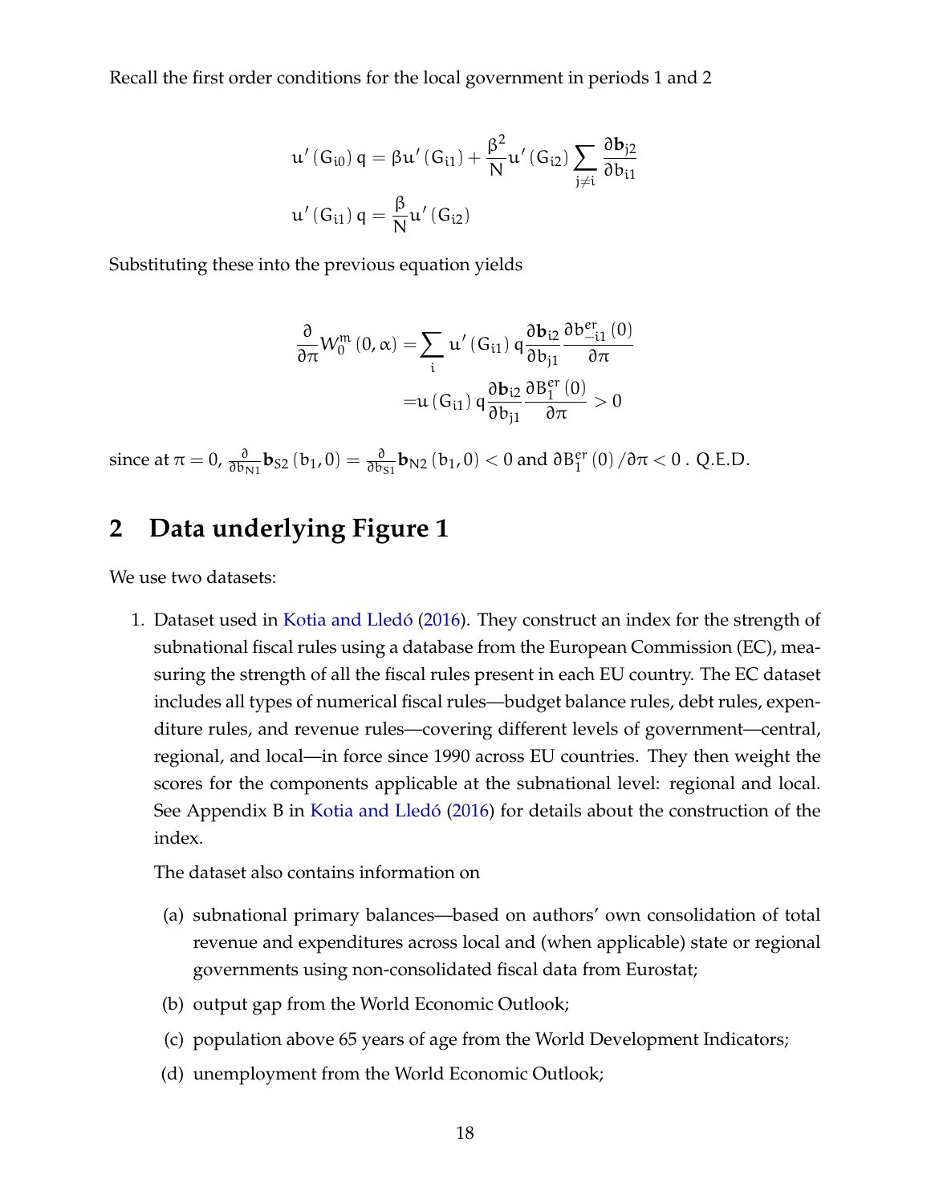Recall the first order conditions for the local government in periods 1 and 2

$$
u'(G_{i0})\,q = \beta u'(G_{i1}) + \frac{\beta^2}{N} u'(G_{i2}) \sum_{j \neq i} \frac{\partial \mathbf{b}_{j2}}{\partial b_{i1}}
$$

$$
u'(G_{i1})\,q = \frac{\beta}{N} u'(G_{i2})
$$

Substituting these into the previous equation yields

$$
\begin{aligned}
\frac{\partial}{\partial \pi} W_0^m(0, \alpha) &= \sum_i u'(G_{i1})\, q \frac{\partial \mathbf{b}_{i2}}{\partial b_{j1}} \frac{\partial b_{-i1}^{er}(0)}{\partial \pi} \\
&= u(G_{i1})\, q \frac{\partial \mathbf{b}_{i2}}{\partial b_{j1}} \frac{\partial B_1^{er}(0)}{\partial \pi} > 0
\end{aligned}
$$

since at $\pi = 0$, $\frac{\partial}{\partial b_{N1}} \mathbf{b}_{S2}(b_1, 0) = \frac{\partial}{\partial b_{S1}} \mathbf{b}_{N2}(b_1, 0) < 0$ and $\partial B_1^{er}(0)/\partial \pi < 0$ . Q.E.D.

## 2 Data underlying Figure 1

We use two datasets:

1. Dataset used in Kotia and Lledó (2016). They construct an index for the strength of subnational fiscal rules using a database from the European Commission (EC), measuring the strength of all the fiscal rules present in each EU country. The EC dataset includes all types of numerical fiscal rules—budget balance rules, debt rules, expenditure rules, and revenue rules—covering different levels of government—central, regional, and local—in force since 1990 across EU countries. They then weight the scores for the components applicable at the subnational level: regional and local. See Appendix B in Kotia and Lledó (2016) for details about the construction of the index.

   The dataset also contains information on

   (a) subnational primary balances—based on authors' own consolidation of total revenue and expenditures across local and (when applicable) state or regional governments using non-consolidated fiscal data from Eurostat;

   (b) output gap from the World Economic Outlook;

   (c) population above 65 years of age from the World Development Indicators;

   (d) unemployment from the World Economic Outlook;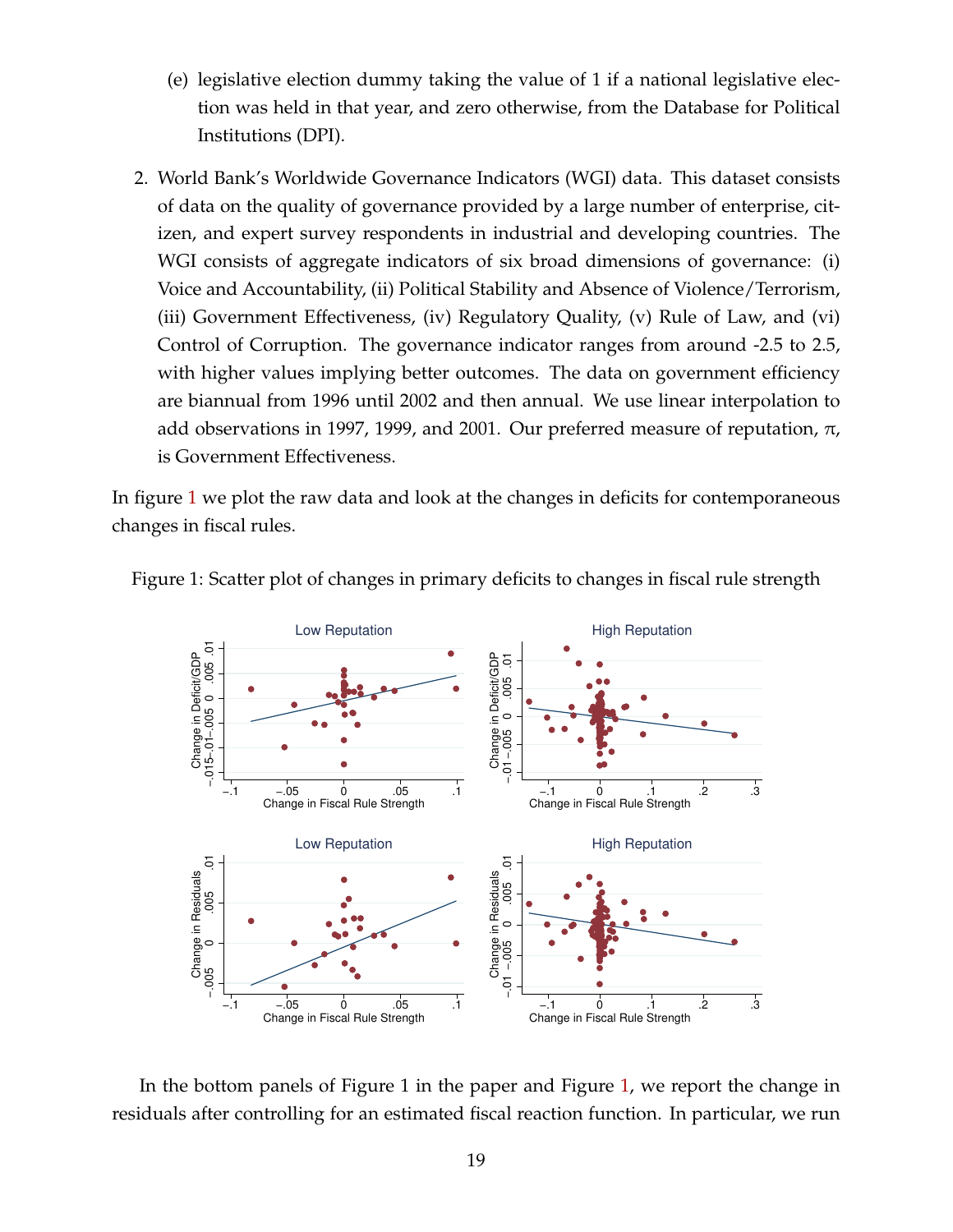(e) legislative election dummy taking the value of 1 if a national legislative election was held in that year, and zero otherwise, from the Database for Political Institutions (DPI).

2. World Bank's Worldwide Governance Indicators (WGI) data. This dataset consists of data on the quality of governance provided by a large number of enterprise, citizen, and expert survey respondents in industrial and developing countries. The WGI consists of aggregate indicators of six broad dimensions of governance: (i) Voice and Accountability, (ii) Political Stability and Absence of Violence/Terrorism, (iii) Government Effectiveness, (iv) Regulatory Quality, (v) Rule of Law, and (vi) Control of Corruption. The governance indicator ranges from around -2.5 to 2.5, with higher values implying better outcomes. The data on government efficiency are biannual from 1996 until 2002 and then annual. We use linear interpolation to add observations in 1997, 1999, and 2001. Our preferred measure of reputation, $\pi$, is Government Effectiveness.

In figure 1 we plot the raw data and look at the changes in deficits for contemporaneous changes in fiscal rules.

Figure 1: Scatter plot of changes in primary deficits to changes in fiscal rule strength

In the bottom panels of Figure 1 in the paper and Figure 1, we report the change in residuals after controlling for an estimated fiscal reaction function. In particular, we run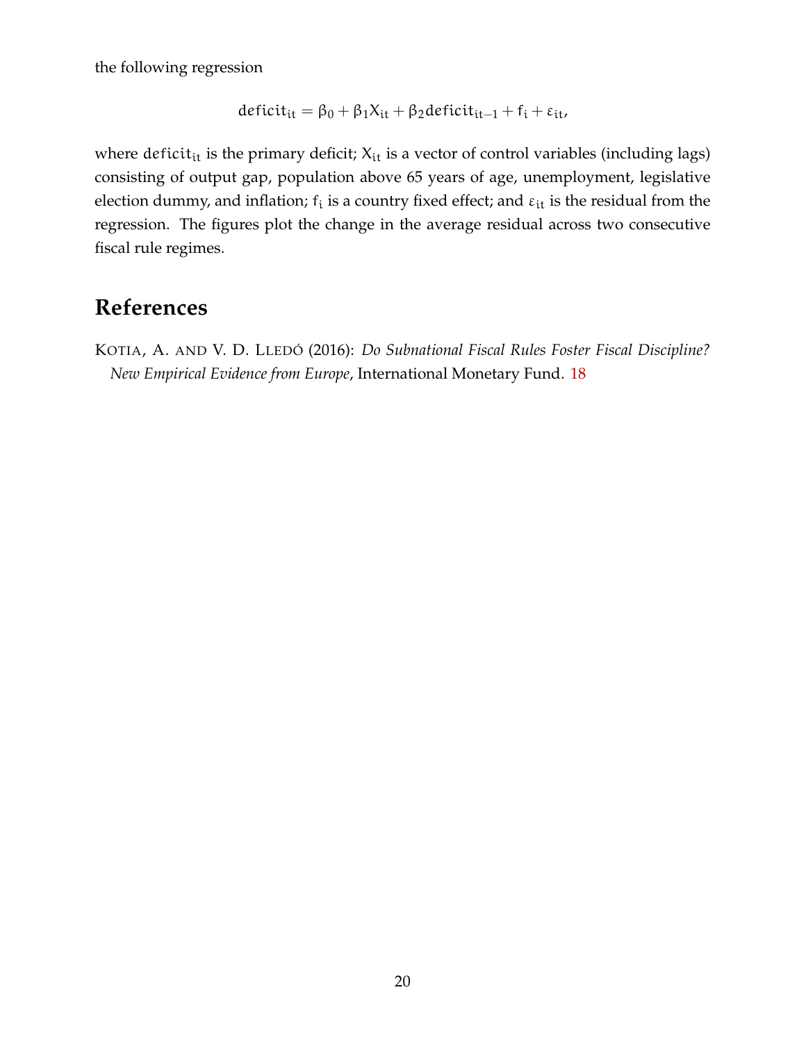the following regression

$$\mathtt{deficit}_{it} = \beta_0 + \beta_1 X_{it} + \beta_2 \mathtt{deficit}_{it-1} + f_i + \varepsilon_{it},$$

where $\mathtt{deficit}_{it}$ is the primary deficit; $X_{it}$ is a vector of control variables (including lags) consisting of output gap, population above 65 years of age, unemployment, legislative election dummy, and inflation; $f_i$ is a country fixed effect; and $\varepsilon_{it}$ is the residual from the regression. The figures plot the change in the average residual across two consecutive fiscal rule regimes.

## References

KOTIA, A. AND V. D. LLEDÓ (2016): *Do Subnational Fiscal Rules Foster Fiscal Discipline? New Empirical Evidence from Europe*, International Monetary Fund. 18